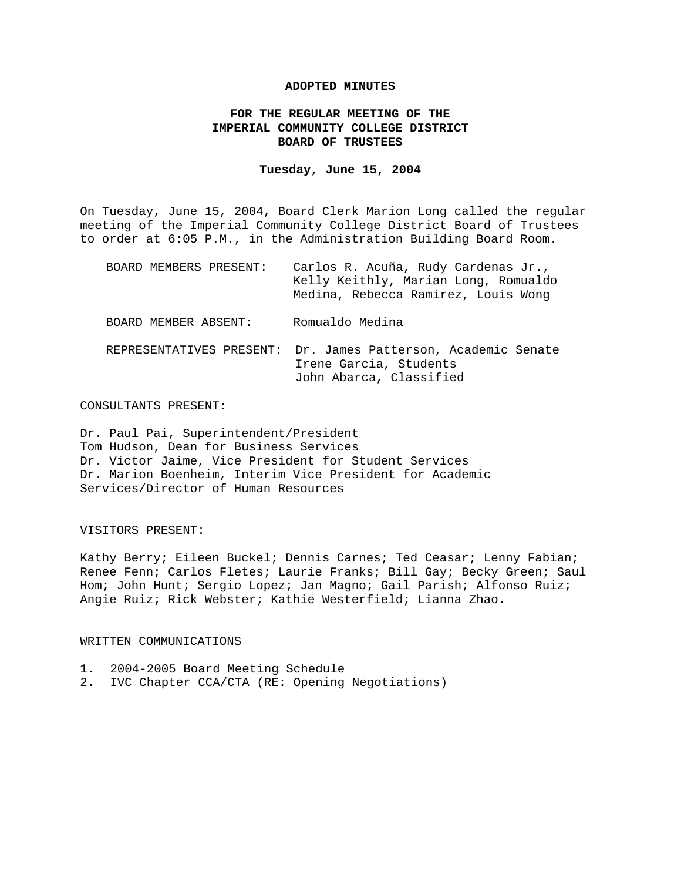**ADOPTED MINUTES**

**FOR THE REGULAR MEETING OF THE**
**IMPERIAL COMMUNITY COLLEGE DISTRICT**
**BOARD OF TRUSTEES**

**Tuesday, June 15, 2004**

On Tuesday, June 15, 2004, Board Clerk Marion Long called the regular meeting of the Imperial Community College District Board of Trustees to order at 6:05 P.M., in the Administration Building Board Room.

| | |
|---|---|
| BOARD MEMBERS PRESENT: | Carlos R. Acuña, Rudy Cardenas Jr., Kelly Keithly, Marian Long, Romualdo Medina, Rebecca Ramirez, Louis Wong |
| BOARD MEMBER ABSENT: | Romualdo Medina |
| REPRESENTATIVES PRESENT: | Dr. James Patterson, Academic Senate<br>Irene Garcia, Students<br>John Abarca, Classified |

CONSULTANTS PRESENT:

Dr. Paul Pai, Superintendent/President
Tom Hudson, Dean for Business Services
Dr. Victor Jaime, Vice President for Student Services
Dr. Marion Boenheim, Interim Vice President for Academic Services/Director of Human Resources

VISITORS PRESENT:

Kathy Berry; Eileen Buckel; Dennis Carnes; Ted Ceasar; Lenny Fabian; Renee Fenn; Carlos Fletes; Laurie Franks; Bill Gay; Becky Green; Saul Hom; John Hunt; Sergio Lopez; Jan Magno; Gail Parish; Alfonso Ruiz; Angie Ruiz; Rick Webster; Kathie Westerfield; Lianna Zhao.

WRITTEN COMMUNICATIONS

1. 2004-2005 Board Meeting Schedule
2. IVC Chapter CCA/CTA (RE: Opening Negotiations)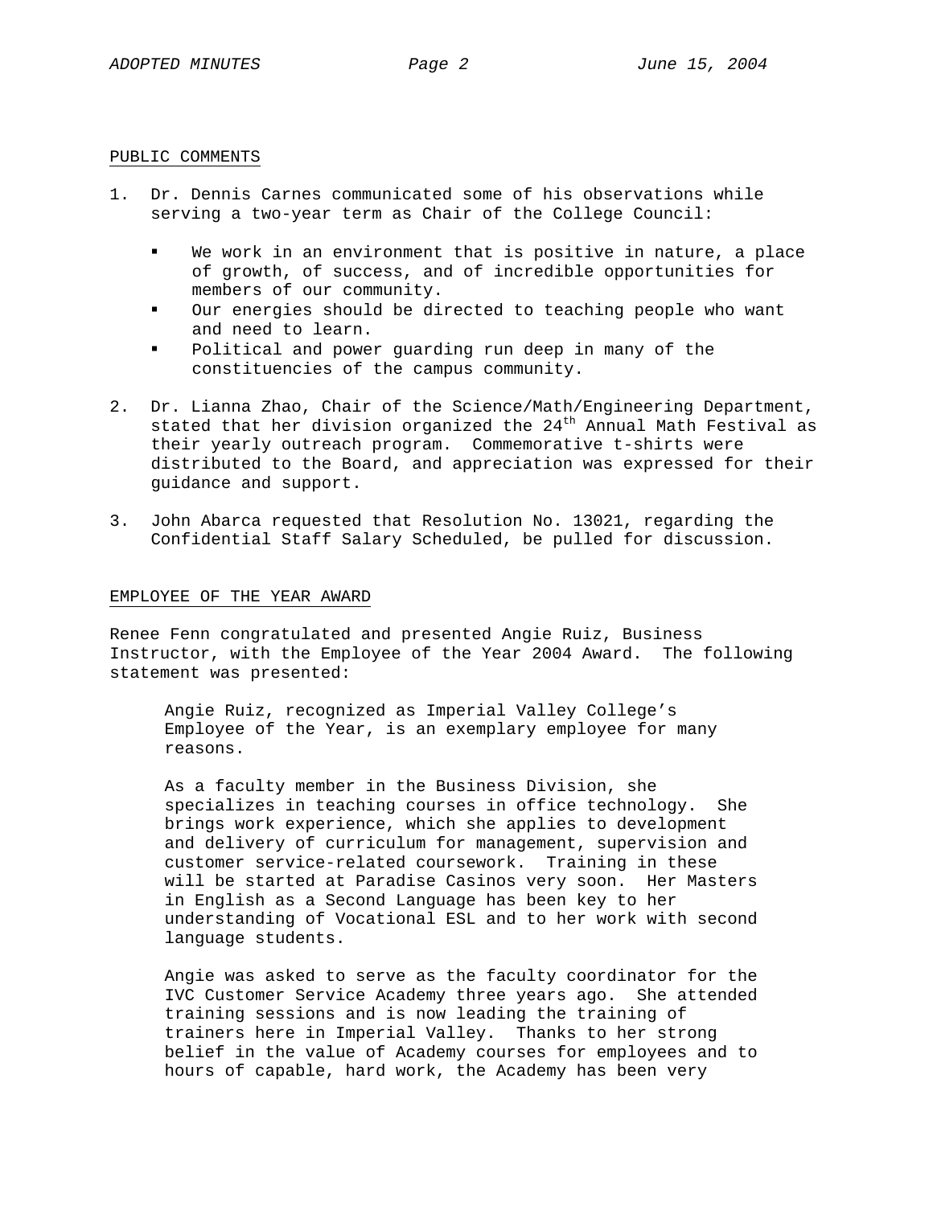## PUBLIC COMMENTS

1. Dr. Dennis Carnes communicated some of his observations while serving a two-year term as Chair of the College Council:

   - We work in an environment that is positive in nature, a place of growth, of success, and of incredible opportunities for members of our community.
   - Our energies should be directed to teaching people who want and need to learn.
   - Political and power guarding run deep in many of the constituencies of the campus community.

2. Dr. Lianna Zhao, Chair of the Science/Math/Engineering Department, stated that her division organized the 24th Annual Math Festival as their yearly outreach program. Commemorative t-shirts were distributed to the Board, and appreciation was expressed for their guidance and support.

3. John Abarca requested that Resolution No. 13021, regarding the Confidential Staff Salary Scheduled, be pulled for discussion.

## EMPLOYEE OF THE YEAR AWARD

Renee Fenn congratulated and presented Angie Ruiz, Business Instructor, with the Employee of the Year 2004 Award. The following statement was presented:

> Angie Ruiz, recognized as Imperial Valley College's Employee of the Year, is an exemplary employee for many reasons.
>
> As a faculty member in the Business Division, she specializes in teaching courses in office technology. She brings work experience, which she applies to development and delivery of curriculum for management, supervision and customer service-related coursework. Training in these will be started at Paradise Casinos very soon. Her Masters in English as a Second Language has been key to her understanding of Vocational ESL and to her work with second language students.
>
> Angie was asked to serve as the faculty coordinator for the IVC Customer Service Academy three years ago. She attended training sessions and is now leading the training of trainers here in Imperial Valley. Thanks to her strong belief in the value of Academy courses for employees and to hours of capable, hard work, the Academy has been very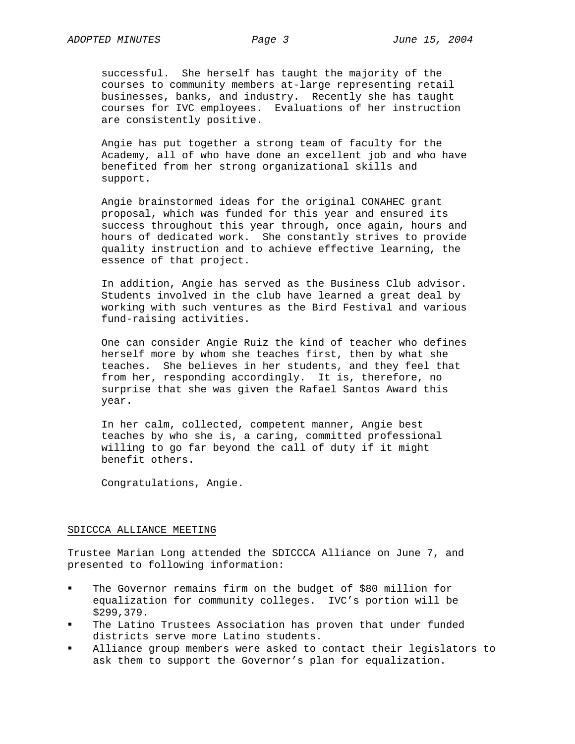successful. She herself has taught the majority of the courses to community members at-large representing retail businesses, banks, and industry. Recently she has taught courses for IVC employees. Evaluations of her instruction are consistently positive.

Angie has put together a strong team of faculty for the Academy, all of who have done an excellent job and who have benefited from her strong organizational skills and support.

Angie brainstormed ideas for the original CONAHEC grant proposal, which was funded for this year and ensured its success throughout this year through, once again, hours and hours of dedicated work. She constantly strives to provide quality instruction and to achieve effective learning, the essence of that project.

In addition, Angie has served as the Business Club advisor. Students involved in the club have learned a great deal by working with such ventures as the Bird Festival and various fund-raising activities.

One can consider Angie Ruiz the kind of teacher who defines herself more by whom she teaches first, then by what she teaches. She believes in her students, and they feel that from her, responding accordingly. It is, therefore, no surprise that she was given the Rafael Santos Award this year.

In her calm, collected, competent manner, Angie best teaches by who she is, a caring, committed professional willing to go far beyond the call of duty if it might benefit others.

Congratulations, Angie.

## SDICCCA ALLIANCE MEETING

Trustee Marian Long attended the SDICCCA Alliance on June 7, and presented to following information:

- The Governor remains firm on the budget of $80 million for equalization for community colleges. IVC's portion will be $299,379.
- The Latino Trustees Association has proven that under funded districts serve more Latino students.
- Alliance group members were asked to contact their legislators to ask them to support the Governor's plan for equalization.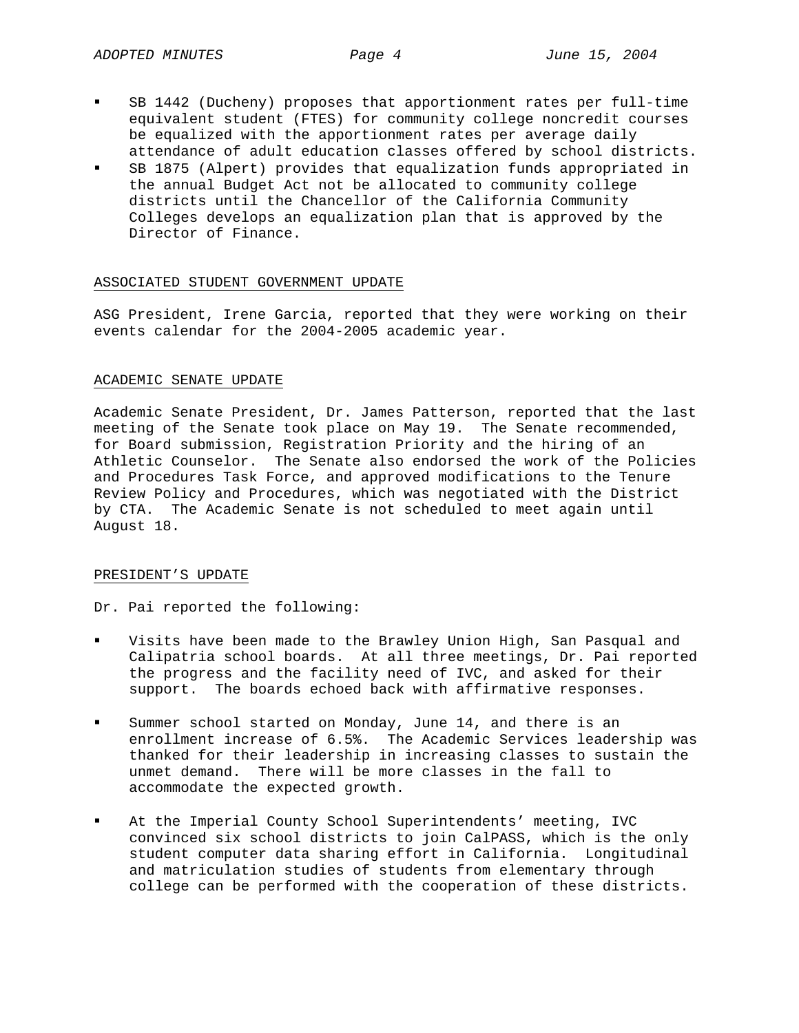- SB 1442 (Ducheny) proposes that apportionment rates per full-time equivalent student (FTES) for community college noncredit courses be equalized with the apportionment rates per average daily attendance of adult education classes offered by school districts.
- SB 1875 (Alpert) provides that equalization funds appropriated in the annual Budget Act not be allocated to community college districts until the Chancellor of the California Community Colleges develops an equalization plan that is approved by the Director of Finance.

## ASSOCIATED STUDENT GOVERNMENT UPDATE

ASG President, Irene Garcia, reported that they were working on their events calendar for the 2004-2005 academic year.

## ACADEMIC SENATE UPDATE

Academic Senate President, Dr. James Patterson, reported that the last meeting of the Senate took place on May 19. The Senate recommended, for Board submission, Registration Priority and the hiring of an Athletic Counselor. The Senate also endorsed the work of the Policies and Procedures Task Force, and approved modifications to the Tenure Review Policy and Procedures, which was negotiated with the District by CTA. The Academic Senate is not scheduled to meet again until August 18.

## PRESIDENT'S UPDATE

Dr. Pai reported the following:

- Visits have been made to the Brawley Union High, San Pasqual and Calipatria school boards. At all three meetings, Dr. Pai reported the progress and the facility need of IVC, and asked for their support. The boards echoed back with affirmative responses.

- Summer school started on Monday, June 14, and there is an enrollment increase of 6.5%. The Academic Services leadership was thanked for their leadership in increasing classes to sustain the unmet demand. There will be more classes in the fall to accommodate the expected growth.

- At the Imperial County School Superintendents' meeting, IVC convinced six school districts to join CalPASS, which is the only student computer data sharing effort in California. Longitudinal and matriculation studies of students from elementary through college can be performed with the cooperation of these districts.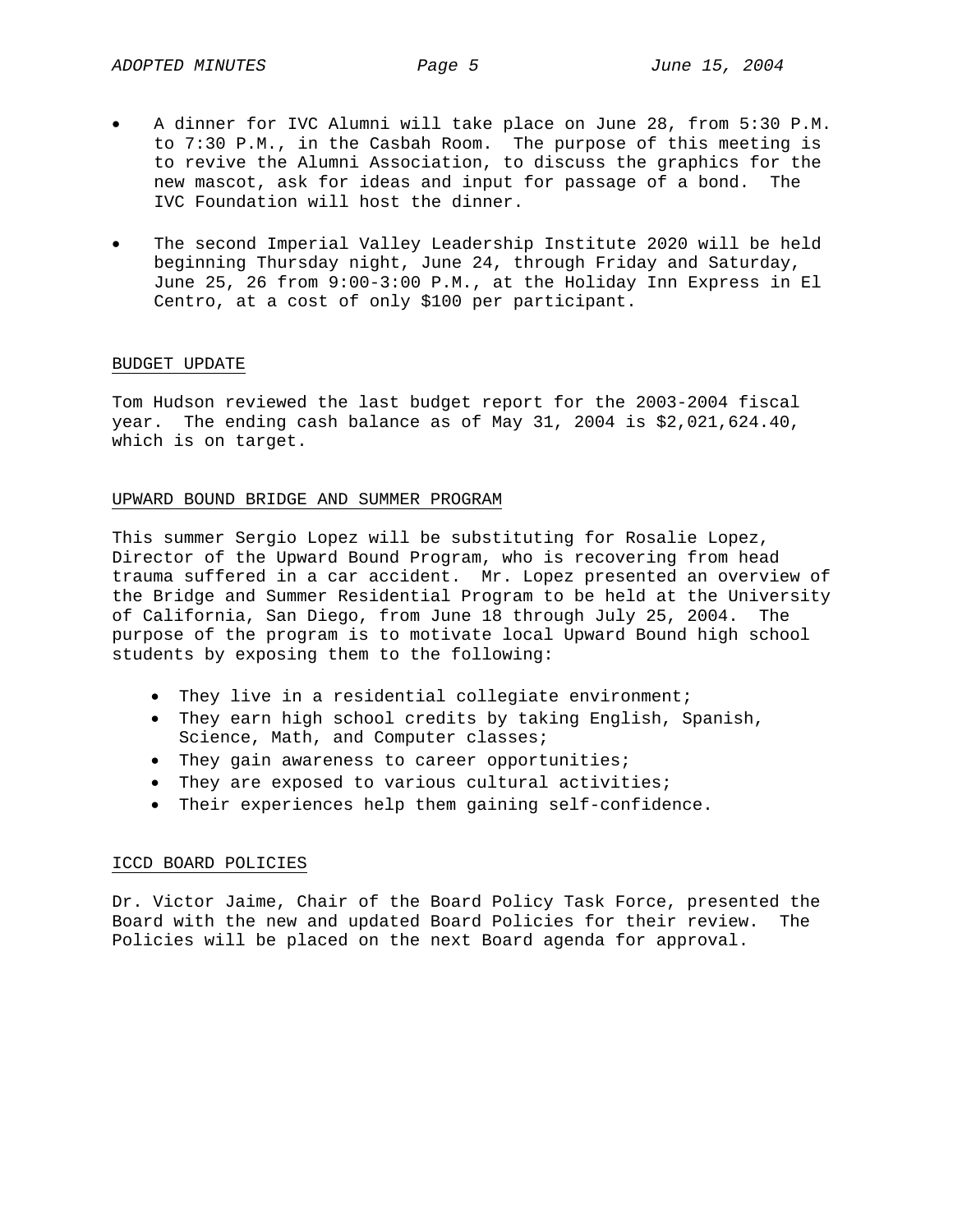- A dinner for IVC Alumni will take place on June 28, from 5:30 P.M. to 7:30 P.M., in the Casbah Room. The purpose of this meeting is to revive the Alumni Association, to discuss the graphics for the new mascot, ask for ideas and input for passage of a bond. The IVC Foundation will host the dinner.

- The second Imperial Valley Leadership Institute 2020 will be held beginning Thursday night, June 24, through Friday and Saturday, June 25, 26 from 9:00-3:00 P.M., at the Holiday Inn Express in El Centro, at a cost of only $100 per participant.

## BUDGET UPDATE

Tom Hudson reviewed the last budget report for the 2003-2004 fiscal year. The ending cash balance as of May 31, 2004 is $2,021,624.40, which is on target.

## UPWARD BOUND BRIDGE AND SUMMER PROGRAM

This summer Sergio Lopez will be substituting for Rosalie Lopez, Director of the Upward Bound Program, who is recovering from head trauma suffered in a car accident. Mr. Lopez presented an overview of the Bridge and Summer Residential Program to be held at the University of California, San Diego, from June 18 through July 25, 2004. The purpose of the program is to motivate local Upward Bound high school students by exposing them to the following:

- They live in a residential collegiate environment;
- They earn high school credits by taking English, Spanish, Science, Math, and Computer classes;
- They gain awareness to career opportunities;
- They are exposed to various cultural activities;
- Their experiences help them gaining self-confidence.

## ICCD BOARD POLICIES

Dr. Victor Jaime, Chair of the Board Policy Task Force, presented the Board with the new and updated Board Policies for their review. The Policies will be placed on the next Board agenda for approval.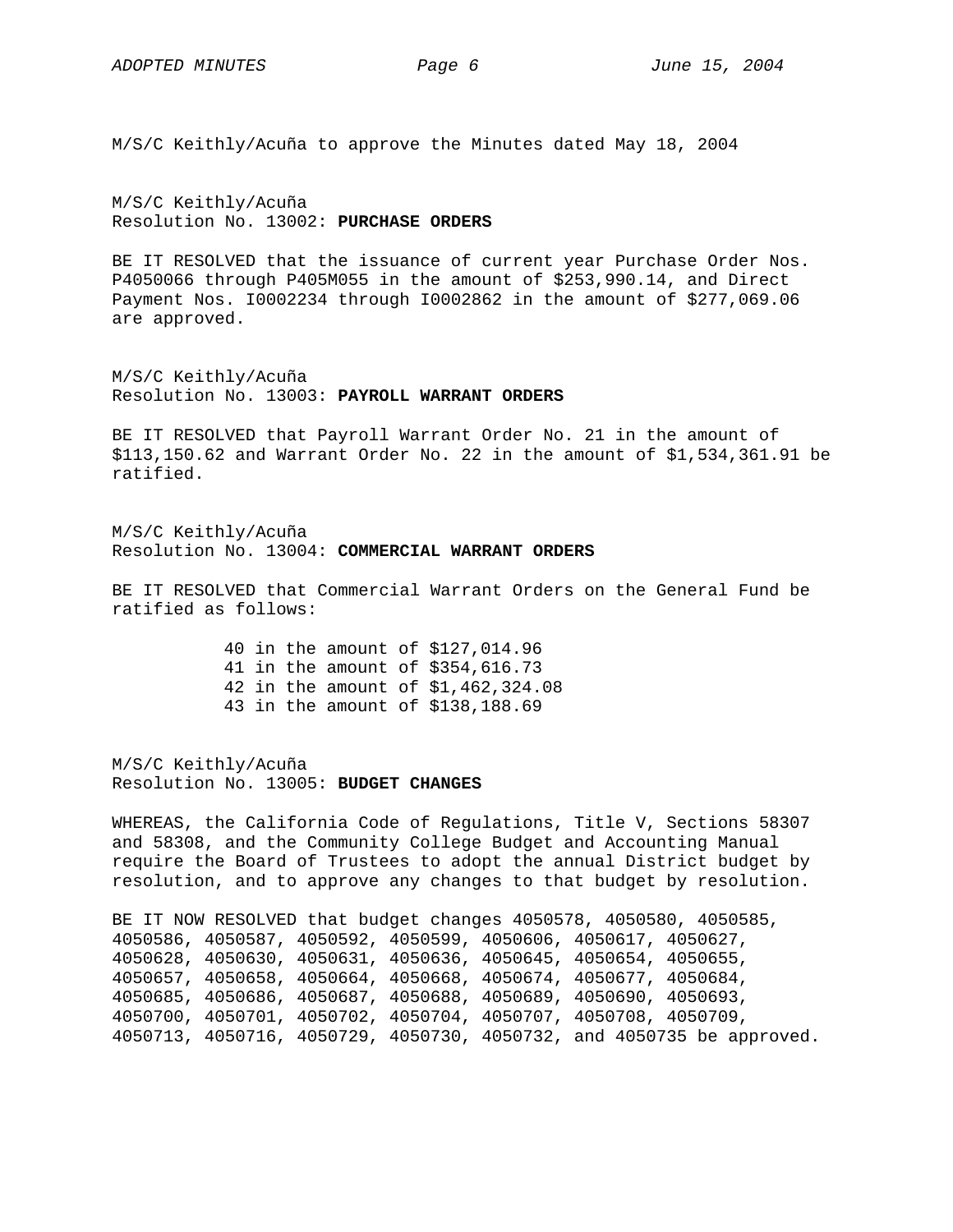M/S/C Keithly/Acuña to approve the Minutes dated May 18, 2004

M/S/C Keithly/Acuña
Resolution No. 13002: **PURCHASE ORDERS**

BE IT RESOLVED that the issuance of current year Purchase Order Nos. P4050066 through P405M055 in the amount of $253,990.14, and Direct Payment Nos. I0002234 through I0002862 in the amount of $277,069.06 are approved.

M/S/C Keithly/Acuña
Resolution No. 13003: **PAYROLL WARRANT ORDERS**

BE IT RESOLVED that Payroll Warrant Order No. 21 in the amount of $113,150.62 and Warrant Order No. 22 in the amount of $1,534,361.91 be ratified.

M/S/C Keithly/Acuña
Resolution No. 13004: **COMMERCIAL WARRANT ORDERS**

BE IT RESOLVED that Commercial Warrant Orders on the General Fund be ratified as follows:

40 in the amount of $127,014.96
41 in the amount of $354,616.73
42 in the amount of $1,462,324.08
43 in the amount of $138,188.69

M/S/C Keithly/Acuña
Resolution No. 13005: **BUDGET CHANGES**

WHEREAS, the California Code of Regulations, Title V, Sections 58307 and 58308, and the Community College Budget and Accounting Manual require the Board of Trustees to adopt the annual District budget by resolution, and to approve any changes to that budget by resolution.

BE IT NOW RESOLVED that budget changes 4050578, 4050580, 4050585, 4050586, 4050587, 4050592, 4050599, 4050606, 4050617, 4050627, 4050628, 4050630, 4050631, 4050636, 4050645, 4050654, 4050655, 4050657, 4050658, 4050664, 4050668, 4050674, 4050677, 4050684, 4050685, 4050686, 4050687, 4050688, 4050689, 4050690, 4050693, 4050700, 4050701, 4050702, 4050704, 4050707, 4050708, 4050709, 4050713, 4050716, 4050729, 4050730, 4050732, and 4050735 be approved.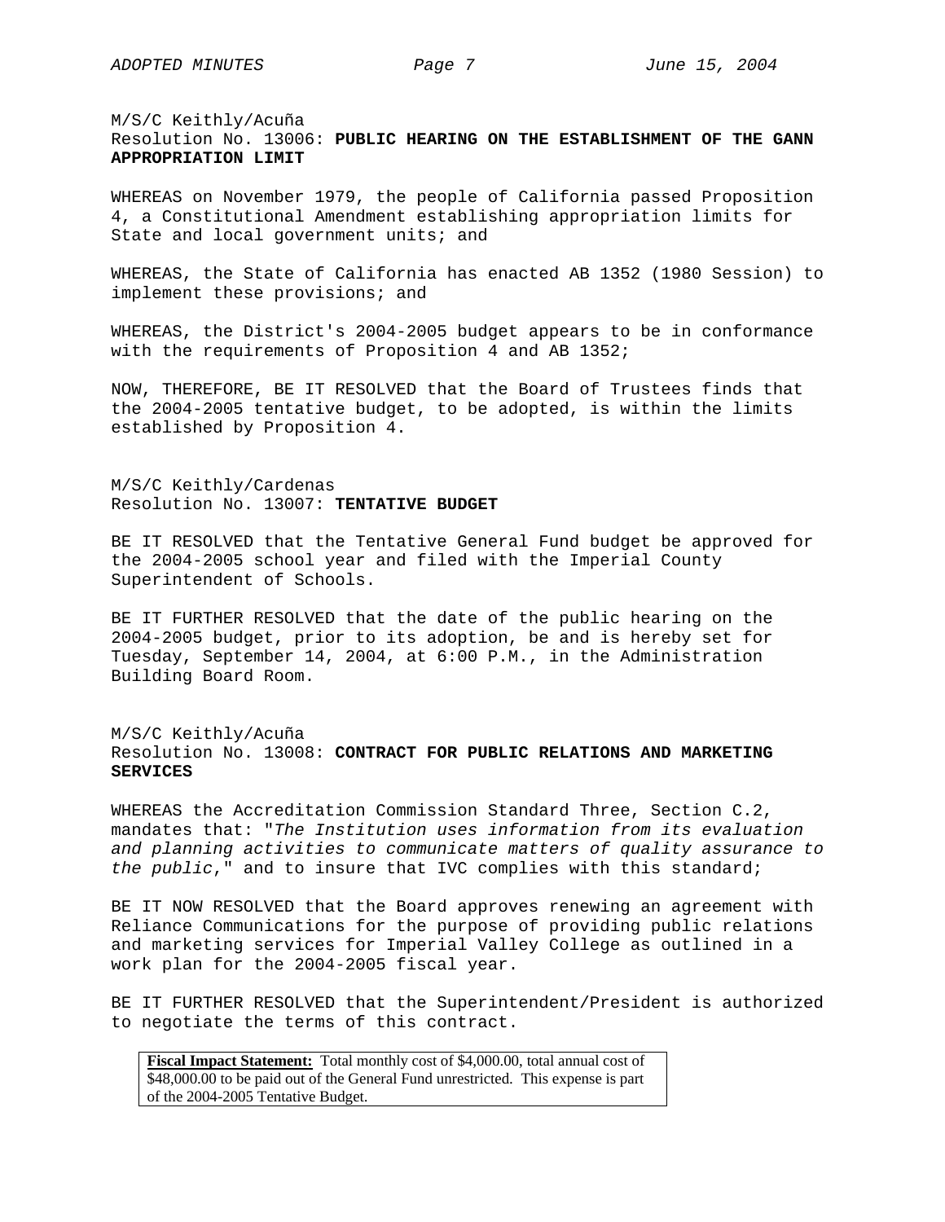M/S/C Keithly/Acuña
Resolution No. 13006: **PUBLIC HEARING ON THE ESTABLISHMENT OF THE GANN APPROPRIATION LIMIT**

WHEREAS on November 1979, the people of California passed Proposition 4, a Constitutional Amendment establishing appropriation limits for State and local government units; and

WHEREAS, the State of California has enacted AB 1352 (1980 Session) to implement these provisions; and

WHEREAS, the District's 2004-2005 budget appears to be in conformance with the requirements of Proposition 4 and AB 1352;

NOW, THEREFORE, BE IT RESOLVED that the Board of Trustees finds that the 2004-2005 tentative budget, to be adopted, is within the limits established by Proposition 4.

M/S/C Keithly/Cardenas
Resolution No. 13007: **TENTATIVE BUDGET**

BE IT RESOLVED that the Tentative General Fund budget be approved for the 2004-2005 school year and filed with the Imperial County Superintendent of Schools.

BE IT FURTHER RESOLVED that the date of the public hearing on the 2004-2005 budget, prior to its adoption, be and is hereby set for Tuesday, September 14, 2004, at 6:00 P.M., in the Administration Building Board Room.

M/S/C Keithly/Acuña
Resolution No. 13008: **CONTRACT FOR PUBLIC RELATIONS AND MARKETING SERVICES**

WHEREAS the Accreditation Commission Standard Three, Section C.2, mandates that: "*The Institution uses information from its evaluation and planning activities to communicate matters of quality assurance to the public*," and to insure that IVC complies with this standard;

BE IT NOW RESOLVED that the Board approves renewing an agreement with Reliance Communications for the purpose of providing public relations and marketing services for Imperial Valley College as outlined in a work plan for the 2004-2005 fiscal year.

BE IT FURTHER RESOLVED that the Superintendent/President is authorized to negotiate the terms of this contract.

**Fiscal Impact Statement:** Total monthly cost of $4,000.00, total annual cost of $48,000.00 to be paid out of the General Fund unrestricted. This expense is part of the 2004-2005 Tentative Budget.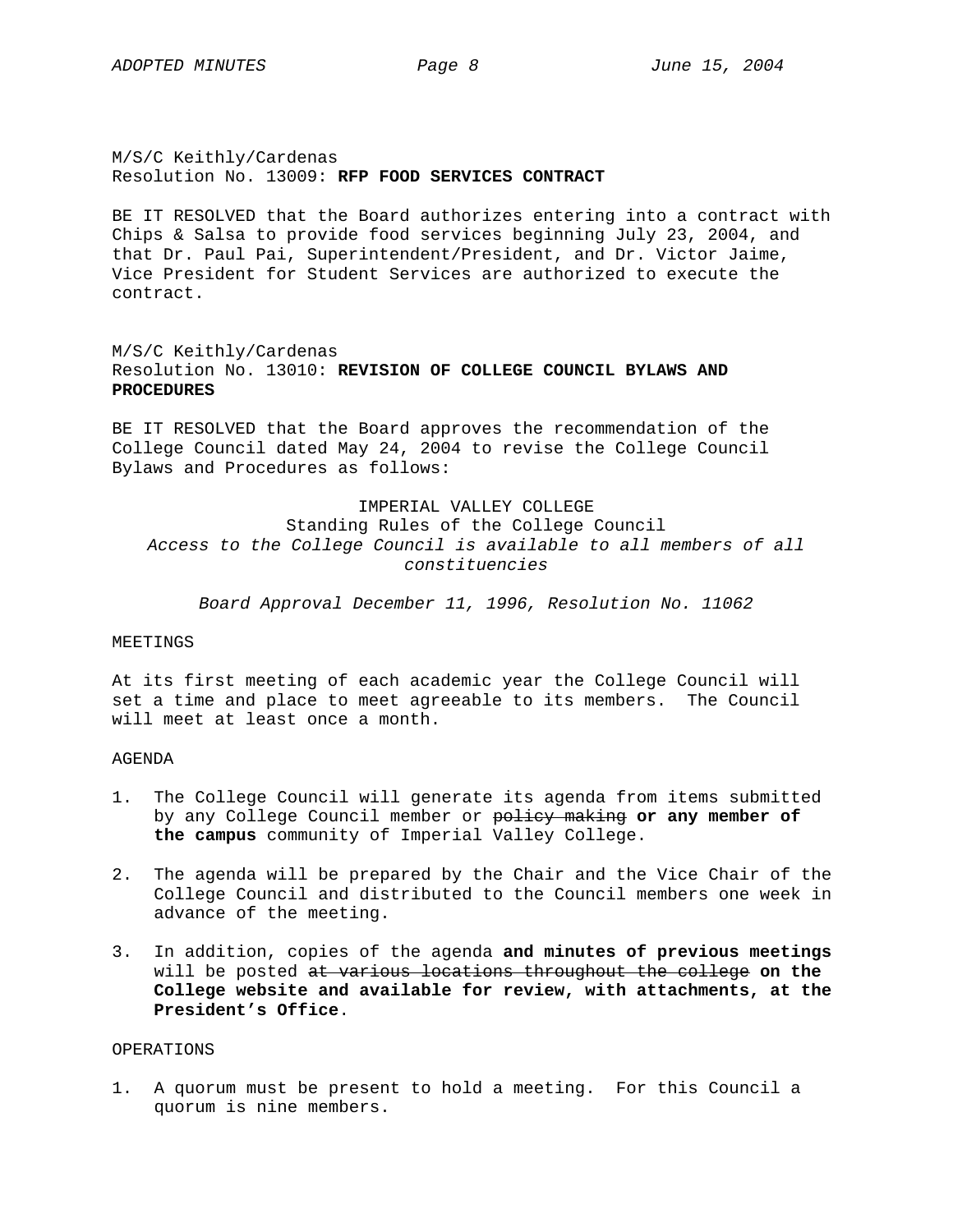M/S/C Keithly/Cardenas
Resolution No. 13009: **RFP FOOD SERVICES CONTRACT**

BE IT RESOLVED that the Board authorizes entering into a contract with Chips & Salsa to provide food services beginning July 23, 2004, and that Dr. Paul Pai, Superintendent/President, and Dr. Victor Jaime, Vice President for Student Services are authorized to execute the contract.

M/S/C Keithly/Cardenas
Resolution No. 13010: **REVISION OF COLLEGE COUNCIL BYLAWS AND PROCEDURES**

BE IT RESOLVED that the Board approves the recommendation of the College Council dated May 24, 2004 to revise the College Council Bylaws and Procedures as follows:

IMPERIAL VALLEY COLLEGE
Standing Rules of the College Council
*Access to the College Council is available to all members of all constituencies*

*Board Approval December 11, 1996, Resolution No. 11062*

MEETINGS

At its first meeting of each academic year the College Council will set a time and place to meet agreeable to its members. The Council will meet at least once a month.

AGENDA

1. The College Council will generate its agenda from items submitted by any College Council member or ~~policy making~~ **or any member of the campus** community of Imperial Valley College.

2. The agenda will be prepared by the Chair and the Vice Chair of the College Council and distributed to the Council members one week in advance of the meeting.

3. In addition, copies of the agenda **and minutes of previous meetings** will be posted ~~at various locations throughout the college~~ **on the College website and available for review, with attachments, at the President's Office**.

OPERATIONS

1. A quorum must be present to hold a meeting. For this Council a quorum is nine members.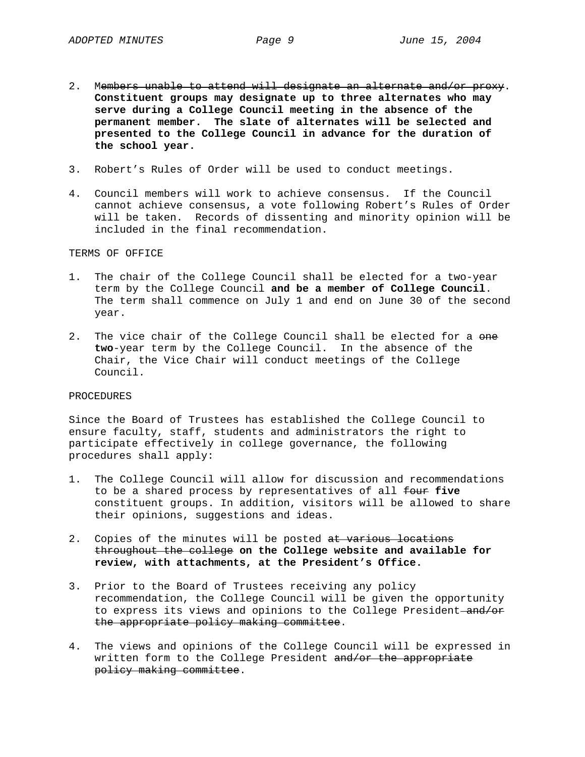2. M~~embers unable to attend will designate an alternate and/or proxy~~. **Constituent groups may designate up to three alternates who may serve during a College Council meeting in the absence of the permanent member. The slate of alternates will be selected and presented to the College Council in advance for the duration of the school year.**

3. Robert's Rules of Order will be used to conduct meetings.

4. Council members will work to achieve consensus. If the Council cannot achieve consensus, a vote following Robert's Rules of Order will be taken. Records of dissenting and minority opinion will be included in the final recommendation.

TERMS OF OFFICE

1. The chair of the College Council shall be elected for a two-year term by the College Council **and be a member of College Council**. The term shall commence on July 1 and end on June 30 of the second year.

2. The vice chair of the College Council shall be elected for a ~~one~~ **two**-year term by the College Council. In the absence of the Chair, the Vice Chair will conduct meetings of the College Council.

PROCEDURES

Since the Board of Trustees has established the College Council to ensure faculty, staff, students and administrators the right to participate effectively in college governance, the following procedures shall apply:

1. The College Council will allow for discussion and recommendations to be a shared process by representatives of all ~~four~~ **five** constituent groups. In addition, visitors will be allowed to share their opinions, suggestions and ideas.

2. Copies of the minutes will be posted ~~at various locations throughout the college~~ **on the College website and available for review, with attachments, at the President's Office.**

3. Prior to the Board of Trustees receiving any policy recommendation, the College Council will be given the opportunity to express its views and opinions to the College President~~ and/or the appropriate policy making committee~~.

4. The views and opinions of the College Council will be expressed in written form to the College President ~~and/or the appropriate policy making committee~~.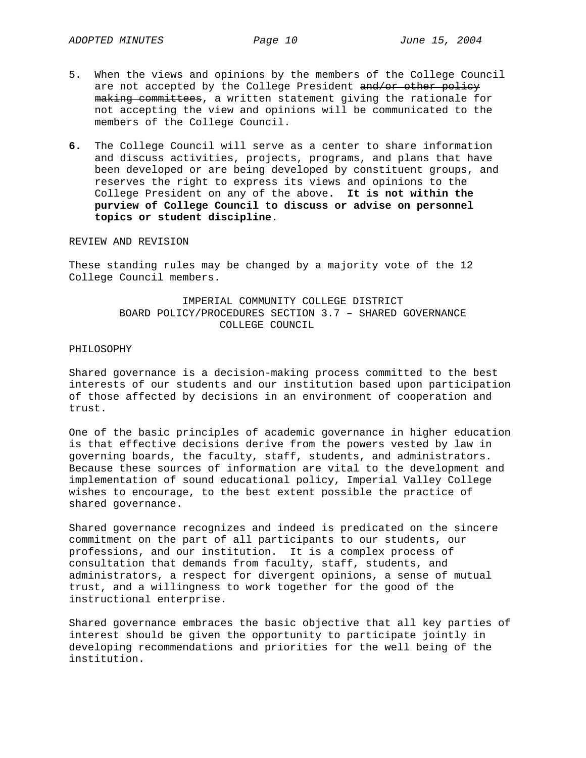5. When the views and opinions by the members of the College Council are not accepted by the College President ~~and/or other policy making committees~~, a written statement giving the rationale for not accepting the view and opinions will be communicated to the members of the College Council.

**6.** The College Council will serve as a center to share information and discuss activities, projects, programs, and plans that have been developed or are being developed by constituent groups, and reserves the right to express its views and opinions to the College President on any of the above. **It is not within the purview of College Council to discuss or advise on personnel topics or student discipline.**

REVIEW AND REVISION

These standing rules may be changed by a majority vote of the 12 College Council members.

IMPERIAL COMMUNITY COLLEGE DISTRICT
BOARD POLICY/PROCEDURES SECTION 3.7 – SHARED GOVERNANCE
COLLEGE COUNCIL

PHILOSOPHY

Shared governance is a decision-making process committed to the best interests of our students and our institution based upon participation of those affected by decisions in an environment of cooperation and trust.

One of the basic principles of academic governance in higher education is that effective decisions derive from the powers vested by law in governing boards, the faculty, staff, students, and administrators. Because these sources of information are vital to the development and implementation of sound educational policy, Imperial Valley College wishes to encourage, to the best extent possible the practice of shared governance.

Shared governance recognizes and indeed is predicated on the sincere commitment on the part of all participants to our students, our professions, and our institution. It is a complex process of consultation that demands from faculty, staff, students, and administrators, a respect for divergent opinions, a sense of mutual trust, and a willingness to work together for the good of the instructional enterprise.

Shared governance embraces the basic objective that all key parties of interest should be given the opportunity to participate jointly in developing recommendations and priorities for the well being of the institution.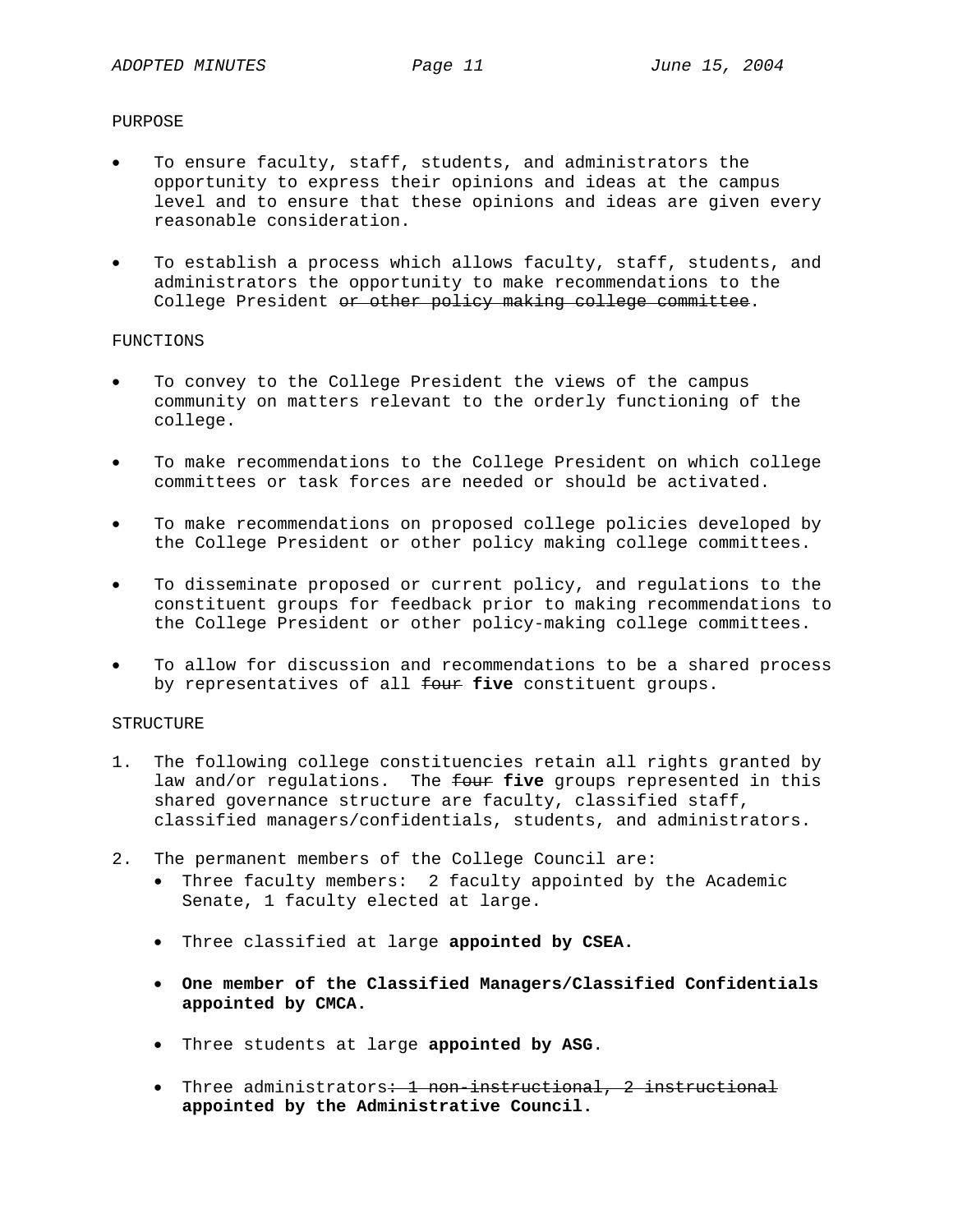PURPOSE

- To ensure faculty, staff, students, and administrators the opportunity to express their opinions and ideas at the campus level and to ensure that these opinions and ideas are given every reasonable consideration.

- To establish a process which allows faculty, staff, students, and administrators the opportunity to make recommendations to the College President ~~or other policy making college committee~~.

FUNCTIONS

- To convey to the College President the views of the campus community on matters relevant to the orderly functioning of the college.

- To make recommendations to the College President on which college committees or task forces are needed or should be activated.

- To make recommendations on proposed college policies developed by the College President or other policy making college committees.

- To disseminate proposed or current policy, and regulations to the constituent groups for feedback prior to making recommendations to the College President or other policy-making college committees.

- To allow for discussion and recommendations to be a shared process by representatives of all ~~four~~ **five** constituent groups.

STRUCTURE

1. The following college constituencies retain all rights granted by law and/or regulations. The ~~four~~ **five** groups represented in this shared governance structure are faculty, classified staff, classified managers/confidentials, students, and administrators.

2. The permanent members of the College Council are:
   - Three faculty members: 2 faculty appointed by the Academic Senate, 1 faculty elected at large.

   - Three classified at large **appointed by CSEA.**

   - **One member of the Classified Managers/Classified Confidentials appointed by CMCA.**

   - Three students at large **appointed by ASG**.

   - Three administrators~~: 1 non-instructional, 2 instructional~~ **appointed by the Administrative Council.**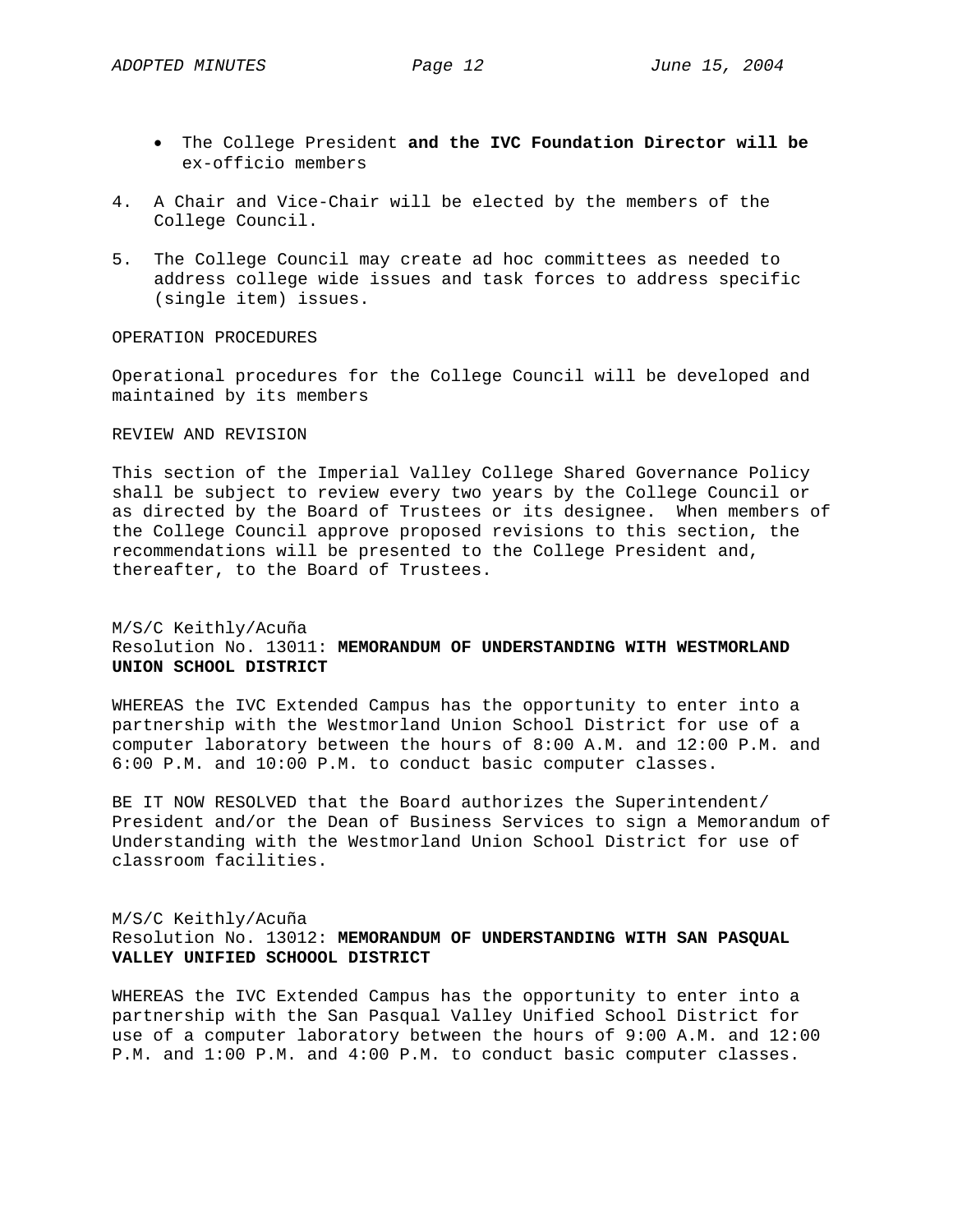- The College President **and the IVC Foundation Director will be** ex-officio members

4. A Chair and Vice-Chair will be elected by the members of the College Council.

5. The College Council may create ad hoc committees as needed to address college wide issues and task forces to address specific (single item) issues.

OPERATION PROCEDURES

Operational procedures for the College Council will be developed and maintained by its members

REVIEW AND REVISION

This section of the Imperial Valley College Shared Governance Policy shall be subject to review every two years by the College Council or as directed by the Board of Trustees or its designee. When members of the College Council approve proposed revisions to this section, the recommendations will be presented to the College President and, thereafter, to the Board of Trustees.

M/S/C Keithly/Acuña
Resolution No. 13011: **MEMORANDUM OF UNDERSTANDING WITH WESTMORLAND UNION SCHOOL DISTRICT**

WHEREAS the IVC Extended Campus has the opportunity to enter into a partnership with the Westmorland Union School District for use of a computer laboratory between the hours of 8:00 A.M. and 12:00 P.M. and 6:00 P.M. and 10:00 P.M. to conduct basic computer classes.

BE IT NOW RESOLVED that the Board authorizes the Superintendent/ President and/or the Dean of Business Services to sign a Memorandum of Understanding with the Westmorland Union School District for use of classroom facilities.

M/S/C Keithly/Acuña
Resolution No. 13012: **MEMORANDUM OF UNDERSTANDING WITH SAN PASQUAL VALLEY UNIFIED SCHOOOL DISTRICT**

WHEREAS the IVC Extended Campus has the opportunity to enter into a partnership with the San Pasqual Valley Unified School District for use of a computer laboratory between the hours of 9:00 A.M. and 12:00 P.M. and 1:00 P.M. and 4:00 P.M. to conduct basic computer classes.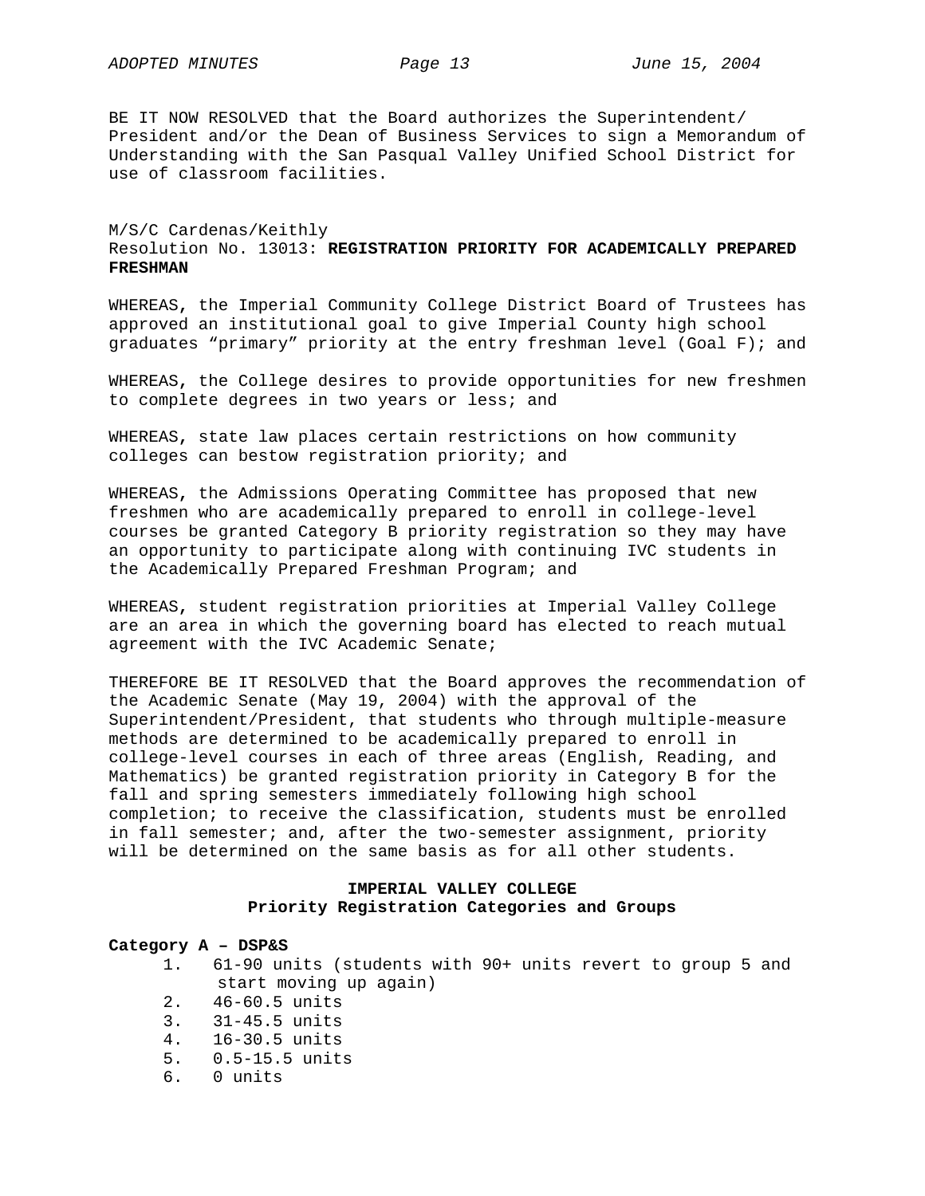BE IT NOW RESOLVED that the Board authorizes the Superintendent/ President and/or the Dean of Business Services to sign a Memorandum of Understanding with the San Pasqual Valley Unified School District for use of classroom facilities.

M/S/C Cardenas/Keithly
Resolution No. 13013: **REGISTRATION PRIORITY FOR ACADEMICALLY PREPARED FRESHMAN**

WHEREAS, the Imperial Community College District Board of Trustees has approved an institutional goal to give Imperial County high school graduates "primary" priority at the entry freshman level (Goal F); and

WHEREAS, the College desires to provide opportunities for new freshmen to complete degrees in two years or less; and

WHEREAS, state law places certain restrictions on how community colleges can bestow registration priority; and

WHEREAS, the Admissions Operating Committee has proposed that new freshmen who are academically prepared to enroll in college-level courses be granted Category B priority registration so they may have an opportunity to participate along with continuing IVC students in the Academically Prepared Freshman Program; and

WHEREAS, student registration priorities at Imperial Valley College are an area in which the governing board has elected to reach mutual agreement with the IVC Academic Senate;

THEREFORE BE IT RESOLVED that the Board approves the recommendation of the Academic Senate (May 19, 2004) with the approval of the Superintendent/President, that students who through multiple-measure methods are determined to be academically prepared to enroll in college-level courses in each of three areas (English, Reading, and Mathematics) be granted registration priority in Category B for the fall and spring semesters immediately following high school completion; to receive the classification, students must be enrolled in fall semester; and, after the two-semester assignment, priority will be determined on the same basis as for all other students.

**IMPERIAL VALLEY COLLEGE**
**Priority Registration Categories and Groups**

**Category A – DSP&S**

1. 61-90 units (students with 90+ units revert to group 5 and start moving up again)
2. 46-60.5 units
3. 31-45.5 units
4. 16-30.5 units
5. 0.5-15.5 units
6. 0 units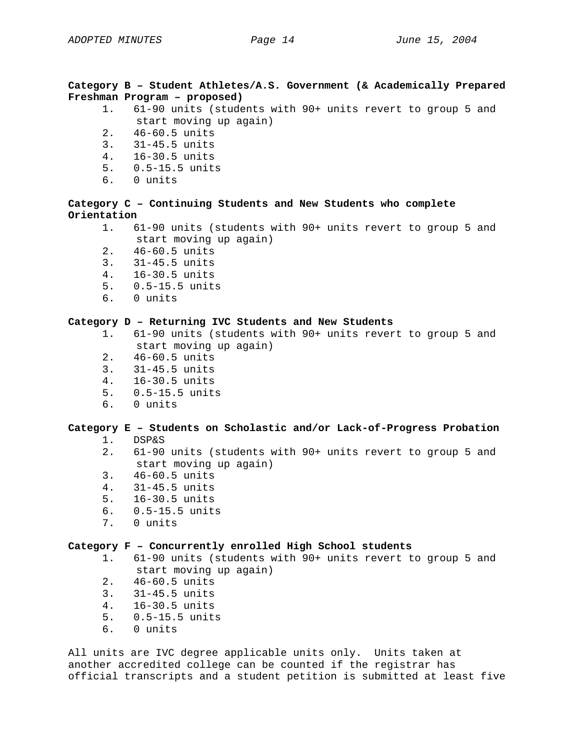**Category B – Student Athletes/A.S. Government (& Academically Prepared Freshman Program – proposed)**

1. 61-90 units (students with 90+ units revert to group 5 and start moving up again)
2. 46-60.5 units
3. 31-45.5 units
4. 16-30.5 units
5. 0.5-15.5 units
6. 0 units

**Category C – Continuing Students and New Students who complete Orientation**

1. 61-90 units (students with 90+ units revert to group 5 and start moving up again)
2. 46-60.5 units
3. 31-45.5 units
4. 16-30.5 units
5. 0.5-15.5 units
6. 0 units

**Category D – Returning IVC Students and New Students**

1. 61-90 units (students with 90+ units revert to group 5 and start moving up again)
2. 46-60.5 units
3. 31-45.5 units
4. 16-30.5 units
5. 0.5-15.5 units
6. 0 units

**Category E – Students on Scholastic and/or Lack-of-Progress Probation**

1. DSP&S
2. 61-90 units (students with 90+ units revert to group 5 and start moving up again)
3. 46-60.5 units
4. 31-45.5 units
5. 16-30.5 units
6. 0.5-15.5 units
7. 0 units

**Category F – Concurrently enrolled High School students**

1. 61-90 units (students with 90+ units revert to group 5 and start moving up again)
2. 46-60.5 units
3. 31-45.5 units
4. 16-30.5 units
5. 0.5-15.5 units
6. 0 units

All units are IVC degree applicable units only. Units taken at another accredited college can be counted if the registrar has official transcripts and a student petition is submitted at least five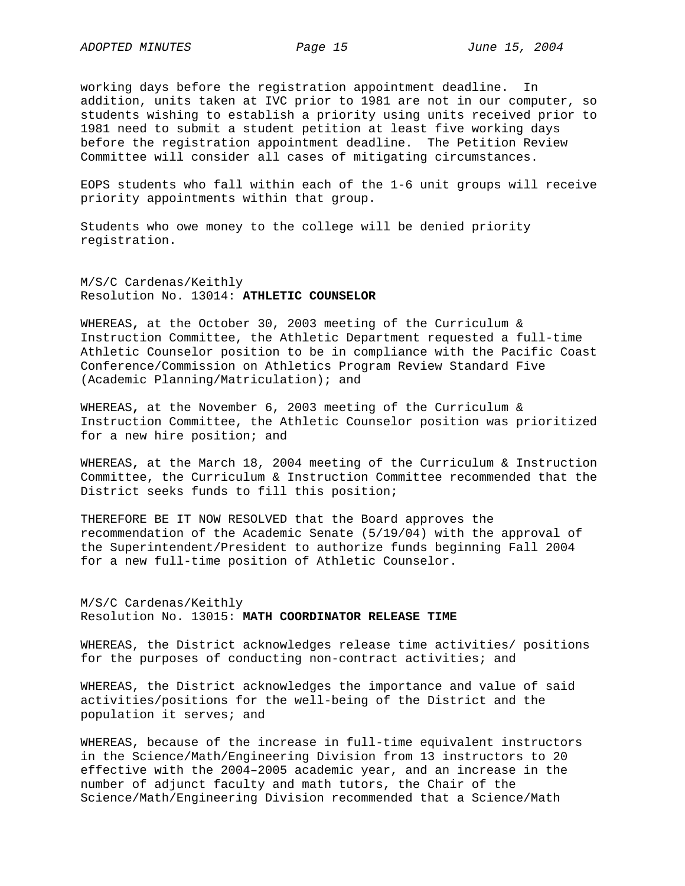working days before the registration appointment deadline. In addition, units taken at IVC prior to 1981 are not in our computer, so students wishing to establish a priority using units received prior to 1981 need to submit a student petition at least five working days before the registration appointment deadline. The Petition Review Committee will consider all cases of mitigating circumstances.

EOPS students who fall within each of the 1-6 unit groups will receive priority appointments within that group.

Students who owe money to the college will be denied priority registration.

M/S/C Cardenas/Keithly
Resolution No. 13014: **ATHLETIC COUNSELOR**

WHEREAS, at the October 30, 2003 meeting of the Curriculum & Instruction Committee, the Athletic Department requested a full-time Athletic Counselor position to be in compliance with the Pacific Coast Conference/Commission on Athletics Program Review Standard Five (Academic Planning/Matriculation); and

WHEREAS, at the November 6, 2003 meeting of the Curriculum & Instruction Committee, the Athletic Counselor position was prioritized for a new hire position; and

WHEREAS, at the March 18, 2004 meeting of the Curriculum & Instruction Committee, the Curriculum & Instruction Committee recommended that the District seeks funds to fill this position;

THEREFORE BE IT NOW RESOLVED that the Board approves the recommendation of the Academic Senate (5/19/04) with the approval of the Superintendent/President to authorize funds beginning Fall 2004 for a new full-time position of Athletic Counselor.

M/S/C Cardenas/Keithly
Resolution No. 13015: **MATH COORDINATOR RELEASE TIME**

WHEREAS, the District acknowledges release time activities/ positions for the purposes of conducting non-contract activities; and

WHEREAS, the District acknowledges the importance and value of said activities/positions for the well-being of the District and the population it serves; and

WHEREAS, because of the increase in full-time equivalent instructors in the Science/Math/Engineering Division from 13 instructors to 20 effective with the 2004–2005 academic year, and an increase in the number of adjunct faculty and math tutors, the Chair of the Science/Math/Engineering Division recommended that a Science/Math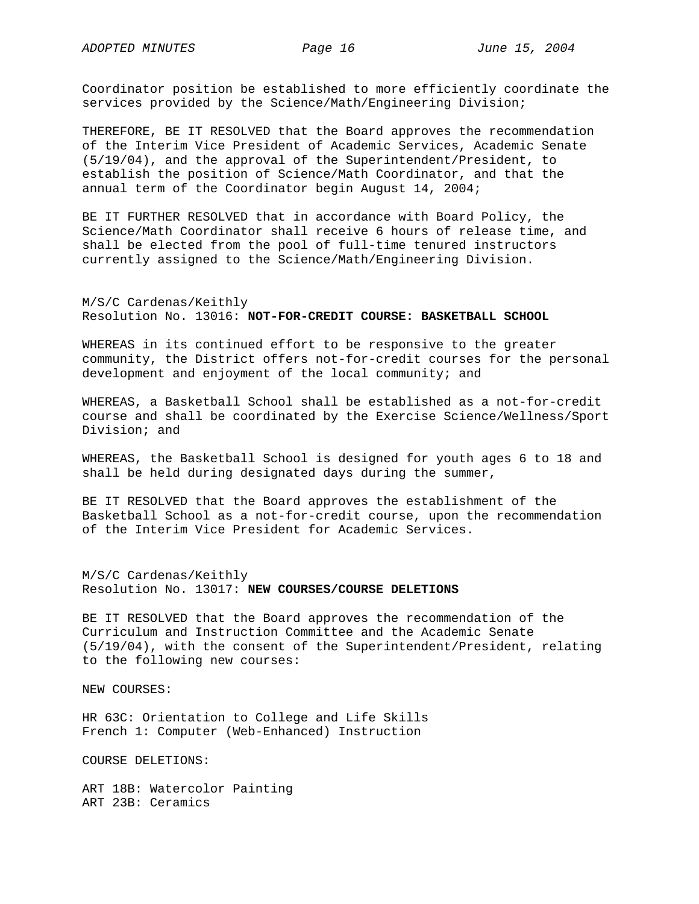Coordinator position be established to more efficiently coordinate the services provided by the Science/Math/Engineering Division;

THEREFORE, BE IT RESOLVED that the Board approves the recommendation of the Interim Vice President of Academic Services, Academic Senate (5/19/04), and the approval of the Superintendent/President, to establish the position of Science/Math Coordinator, and that the annual term of the Coordinator begin August 14, 2004;

BE IT FURTHER RESOLVED that in accordance with Board Policy, the Science/Math Coordinator shall receive 6 hours of release time, and shall be elected from the pool of full-time tenured instructors currently assigned to the Science/Math/Engineering Division.

M/S/C Cardenas/Keithly
Resolution No. 13016: **NOT-FOR-CREDIT COURSE: BASKETBALL SCHOOL**

WHEREAS in its continued effort to be responsive to the greater community, the District offers not-for-credit courses for the personal development and enjoyment of the local community; and

WHEREAS, a Basketball School shall be established as a not-for-credit course and shall be coordinated by the Exercise Science/Wellness/Sport Division; and

WHEREAS, the Basketball School is designed for youth ages 6 to 18 and shall be held during designated days during the summer,

BE IT RESOLVED that the Board approves the establishment of the Basketball School as a not-for-credit course, upon the recommendation of the Interim Vice President for Academic Services.

M/S/C Cardenas/Keithly
Resolution No. 13017: **NEW COURSES/COURSE DELETIONS**

BE IT RESOLVED that the Board approves the recommendation of the Curriculum and Instruction Committee and the Academic Senate (5/19/04), with the consent of the Superintendent/President, relating to the following new courses:

NEW COURSES:

HR 63C: Orientation to College and Life Skills
French 1: Computer (Web-Enhanced) Instruction

COURSE DELETIONS:

ART 18B: Watercolor Painting
ART 23B: Ceramics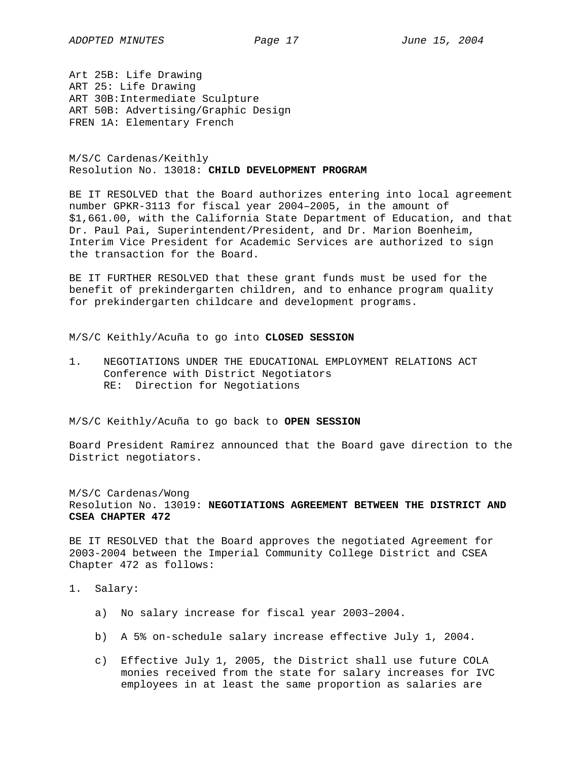Art 25B: Life Drawing
ART 25: Life Drawing
ART 30B:Intermediate Sculpture
ART 50B: Advertising/Graphic Design
FREN 1A: Elementary French

M/S/C Cardenas/Keithly
Resolution No. 13018: **CHILD DEVELOPMENT PROGRAM**

BE IT RESOLVED that the Board authorizes entering into local agreement number GPKR-3113 for fiscal year 2004–2005, in the amount of $1,661.00, with the California State Department of Education, and that Dr. Paul Pai, Superintendent/President, and Dr. Marion Boenheim, Interim Vice President for Academic Services are authorized to sign the transaction for the Board.

BE IT FURTHER RESOLVED that these grant funds must be used for the benefit of prekindergarten children, and to enhance program quality for prekindergarten childcare and development programs.

M/S/C Keithly/Acuña to go into **CLOSED SESSION**

1. NEGOTIATIONS UNDER THE EDUCATIONAL EMPLOYMENT RELATIONS ACT
   Conference with District Negotiators
   RE: Direction for Negotiations

M/S/C Keithly/Acuña to go back to **OPEN SESSION**

Board President Ramirez announced that the Board gave direction to the District negotiators.

M/S/C Cardenas/Wong
Resolution No. 13019: **NEGOTIATIONS AGREEMENT BETWEEN THE DISTRICT AND CSEA CHAPTER 472**

BE IT RESOLVED that the Board approves the negotiated Agreement for 2003-2004 between the Imperial Community College District and CSEA Chapter 472 as follows:

1. Salary:

   a) No salary increase for fiscal year 2003–2004.

   b) A 5% on-schedule salary increase effective July 1, 2004.

   c) Effective July 1, 2005, the District shall use future COLA monies received from the state for salary increases for IVC employees in at least the same proportion as salaries are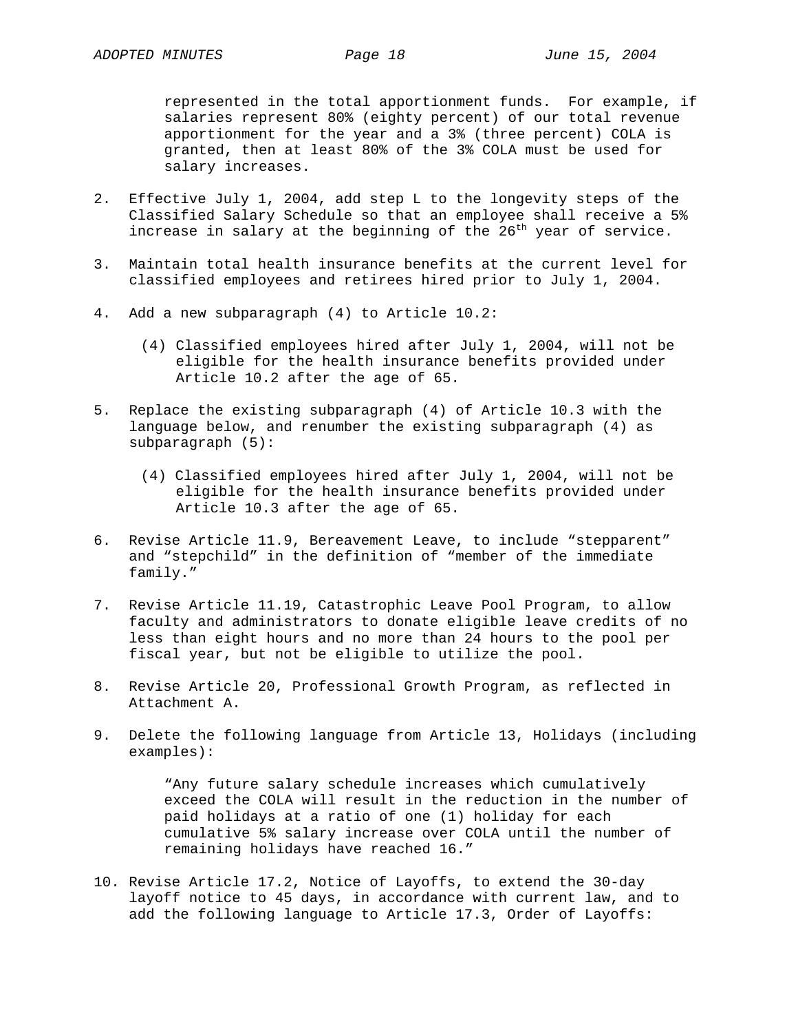represented in the total apportionment funds. For example, if salaries represent 80% (eighty percent) of our total revenue apportionment for the year and a 3% (three percent) COLA is granted, then at least 80% of the 3% COLA must be used for salary increases.

2. Effective July 1, 2004, add step L to the longevity steps of the Classified Salary Schedule so that an employee shall receive a 5% increase in salary at the beginning of the 26th year of service.

3. Maintain total health insurance benefits at the current level for classified employees and retirees hired prior to July 1, 2004.

4. Add a new subparagraph (4) to Article 10.2:

   (4) Classified employees hired after July 1, 2004, will not be eligible for the health insurance benefits provided under Article 10.2 after the age of 65.

5. Replace the existing subparagraph (4) of Article 10.3 with the language below, and renumber the existing subparagraph (4) as subparagraph (5):

   (4) Classified employees hired after July 1, 2004, will not be eligible for the health insurance benefits provided under Article 10.3 after the age of 65.

6. Revise Article 11.9, Bereavement Leave, to include "stepparent" and "stepchild" in the definition of "member of the immediate family."

7. Revise Article 11.19, Catastrophic Leave Pool Program, to allow faculty and administrators to donate eligible leave credits of no less than eight hours and no more than 24 hours to the pool per fiscal year, but not be eligible to utilize the pool.

8. Revise Article 20, Professional Growth Program, as reflected in Attachment A.

9. Delete the following language from Article 13, Holidays (including examples):

   "Any future salary schedule increases which cumulatively exceed the COLA will result in the reduction in the number of paid holidays at a ratio of one (1) holiday for each cumulative 5% salary increase over COLA until the number of remaining holidays have reached 16."

10. Revise Article 17.2, Notice of Layoffs, to extend the 30-day layoff notice to 45 days, in accordance with current law, and to add the following language to Article 17.3, Order of Layoffs: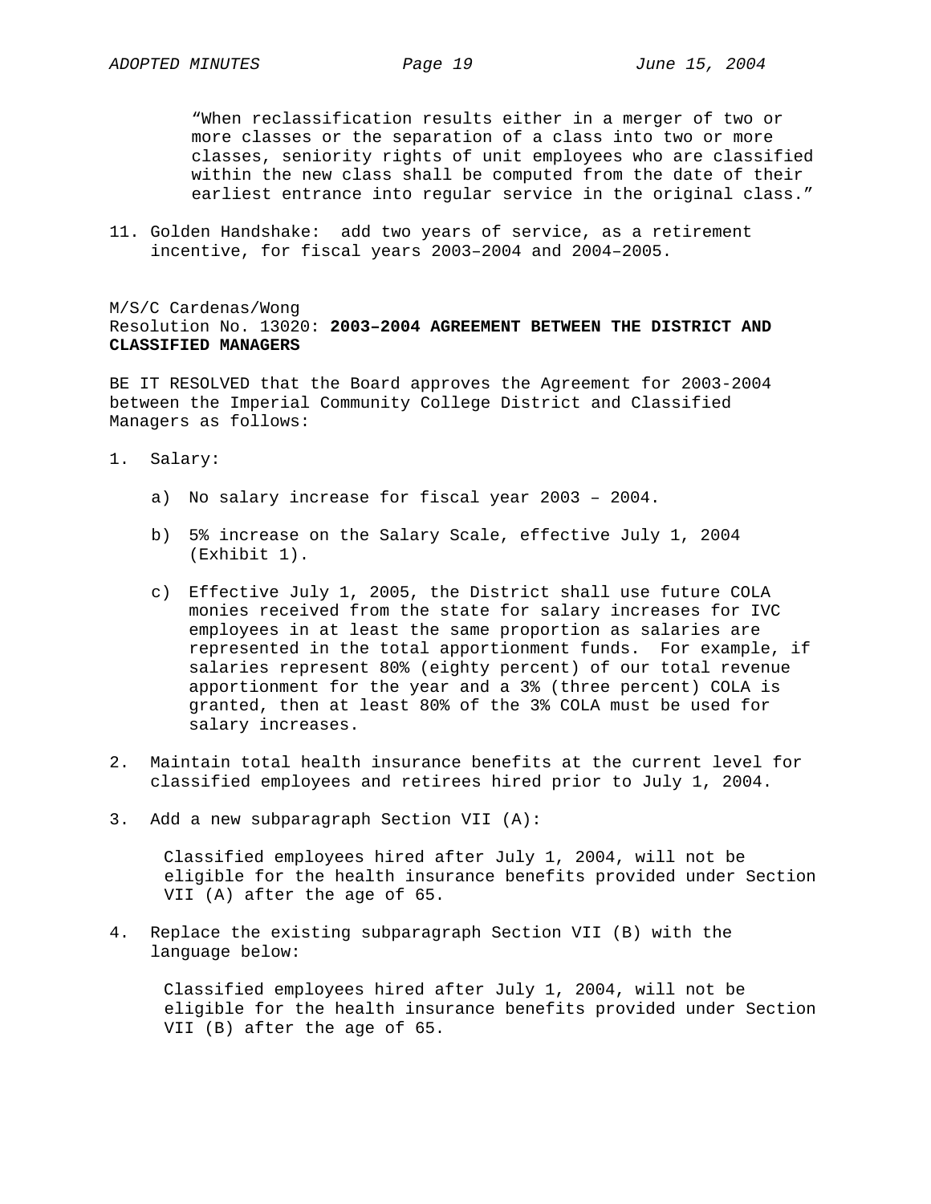"When reclassification results either in a merger of two or more classes or the separation of a class into two or more classes, seniority rights of unit employees who are classified within the new class shall be computed from the date of their earliest entrance into regular service in the original class."

11. Golden Handshake: add two years of service, as a retirement incentive, for fiscal years 2003–2004 and 2004–2005.

M/S/C Cardenas/Wong
Resolution No. 13020: **2003–2004 AGREEMENT BETWEEN THE DISTRICT AND CLASSIFIED MANAGERS**

BE IT RESOLVED that the Board approves the Agreement for 2003-2004 between the Imperial Community College District and Classified Managers as follows:

1. Salary:

    a) No salary increase for fiscal year 2003 – 2004.

    b) 5% increase on the Salary Scale, effective July 1, 2004 (Exhibit 1).

    c) Effective July 1, 2005, the District shall use future COLA monies received from the state for salary increases for IVC employees in at least the same proportion as salaries are represented in the total apportionment funds. For example, if salaries represent 80% (eighty percent) of our total revenue apportionment for the year and a 3% (three percent) COLA is granted, then at least 80% of the 3% COLA must be used for salary increases.

2. Maintain total health insurance benefits at the current level for classified employees and retirees hired prior to July 1, 2004.

3. Add a new subparagraph Section VII (A):

    Classified employees hired after July 1, 2004, will not be eligible for the health insurance benefits provided under Section VII (A) after the age of 65.

4. Replace the existing subparagraph Section VII (B) with the language below:

    Classified employees hired after July 1, 2004, will not be eligible for the health insurance benefits provided under Section VII (B) after the age of 65.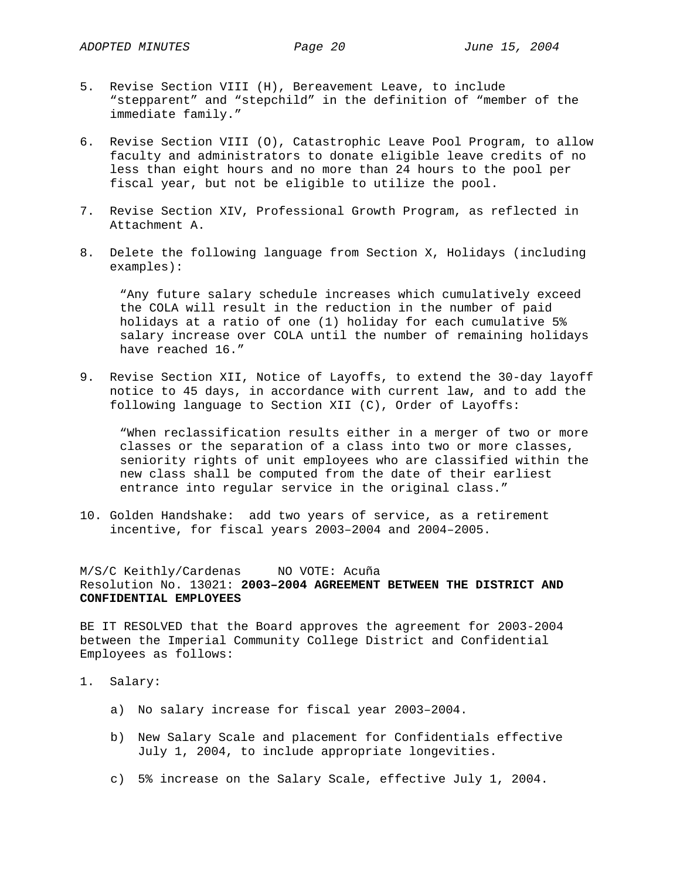5. Revise Section VIII (H), Bereavement Leave, to include “stepparent” and “stepchild” in the definition of “member of the immediate family.”

6. Revise Section VIII (O), Catastrophic Leave Pool Program, to allow faculty and administrators to donate eligible leave credits of no less than eight hours and no more than 24 hours to the pool per fiscal year, but not be eligible to utilize the pool.

7. Revise Section XIV, Professional Growth Program, as reflected in Attachment A.

8. Delete the following language from Section X, Holidays (including examples):

   “Any future salary schedule increases which cumulatively exceed the COLA will result in the reduction in the number of paid holidays at a ratio of one (1) holiday for each cumulative 5% salary increase over COLA until the number of remaining holidays have reached 16.”

9. Revise Section XII, Notice of Layoffs, to extend the 30-day layoff notice to 45 days, in accordance with current law, and to add the following language to Section XII (C), Order of Layoffs:

   “When reclassification results either in a merger of two or more classes or the separation of a class into two or more classes, seniority rights of unit employees who are classified within the new class shall be computed from the date of their earliest entrance into regular service in the original class.”

10. Golden Handshake: add two years of service, as a retirement incentive, for fiscal years 2003–2004 and 2004–2005.

M/S/C Keithly/Cardenas NO VOTE: Acuña
Resolution No. 13021: **2003–2004 AGREEMENT BETWEEN THE DISTRICT AND CONFIDENTIAL EMPLOYEES**

BE IT RESOLVED that the Board approves the agreement for 2003-2004 between the Imperial Community College District and Confidential Employees as follows:

1. Salary:

   a) No salary increase for fiscal year 2003–2004.

   b) New Salary Scale and placement for Confidentials effective July 1, 2004, to include appropriate longevities.

   c) 5% increase on the Salary Scale, effective July 1, 2004.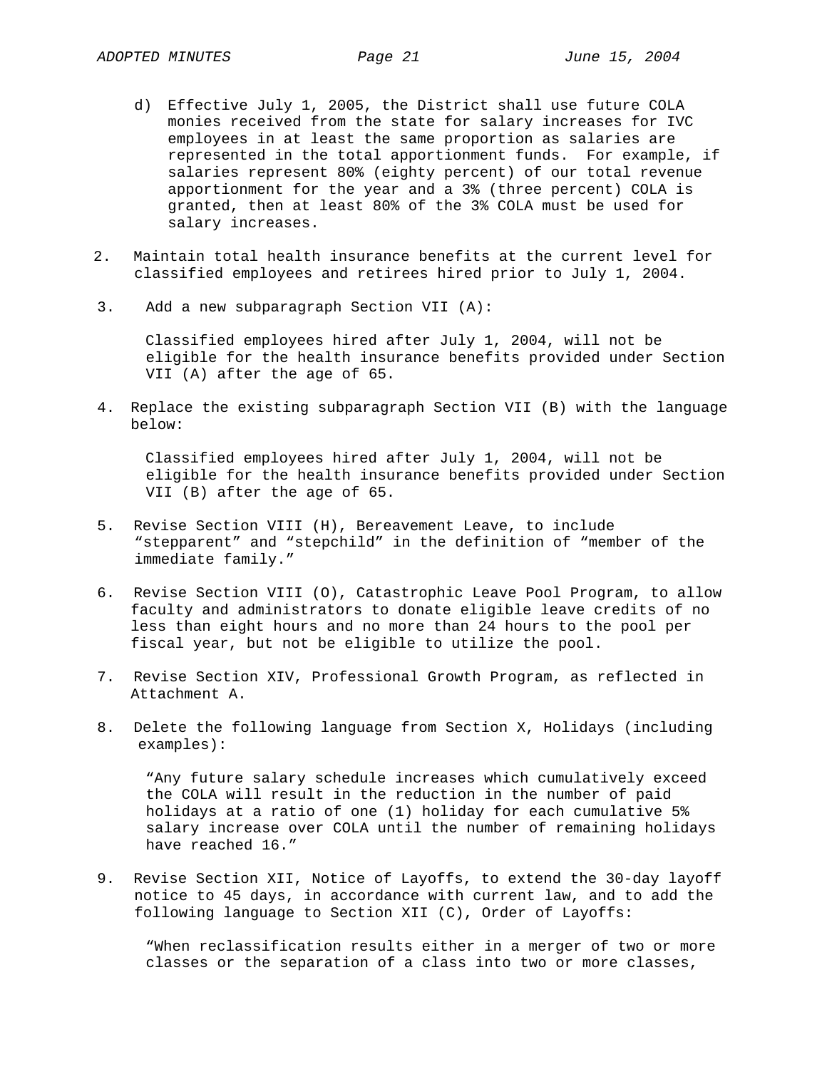d) Effective July 1, 2005, the District shall use future COLA monies received from the state for salary increases for IVC employees in at least the same proportion as salaries are represented in the total apportionment funds. For example, if salaries represent 80% (eighty percent) of our total revenue apportionment for the year and a 3% (three percent) COLA is granted, then at least 80% of the 3% COLA must be used for salary increases.

2. Maintain total health insurance benefits at the current level for classified employees and retirees hired prior to July 1, 2004.

3. Add a new subparagraph Section VII (A):

   Classified employees hired after July 1, 2004, will not be eligible for the health insurance benefits provided under Section VII (A) after the age of 65.

4. Replace the existing subparagraph Section VII (B) with the language below:

   Classified employees hired after July 1, 2004, will not be eligible for the health insurance benefits provided under Section VII (B) after the age of 65.

5. Revise Section VIII (H), Bereavement Leave, to include "stepparent" and "stepchild" in the definition of "member of the immediate family."

6. Revise Section VIII (O), Catastrophic Leave Pool Program, to allow faculty and administrators to donate eligible leave credits of no less than eight hours and no more than 24 hours to the pool per fiscal year, but not be eligible to utilize the pool.

7. Revise Section XIV, Professional Growth Program, as reflected in Attachment A.

8. Delete the following language from Section X, Holidays (including examples):

   "Any future salary schedule increases which cumulatively exceed the COLA will result in the reduction in the number of paid holidays at a ratio of one (1) holiday for each cumulative 5% salary increase over COLA until the number of remaining holidays have reached 16."

9. Revise Section XII, Notice of Layoffs, to extend the 30-day layoff notice to 45 days, in accordance with current law, and to add the following language to Section XII (C), Order of Layoffs:

   "When reclassification results either in a merger of two or more classes or the separation of a class into two or more classes,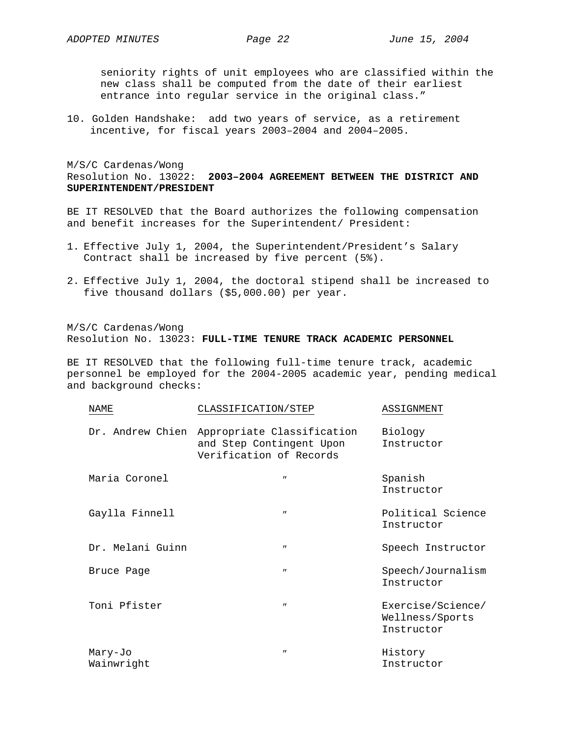seniority rights of unit employees who are classified within the new class shall be computed from the date of their earliest entrance into regular service in the original class."

10. Golden Handshake: add two years of service, as a retirement incentive, for fiscal years 2003–2004 and 2004–2005.

M/S/C Cardenas/Wong
Resolution No. 13022: **2003–2004 AGREEMENT BETWEEN THE DISTRICT AND SUPERINTENDENT/PRESIDENT**

BE IT RESOLVED that the Board authorizes the following compensation and benefit increases for the Superintendent/ President:

1. Effective July 1, 2004, the Superintendent/President's Salary Contract shall be increased by five percent (5%).

2. Effective July 1, 2004, the doctoral stipend shall be increased to five thousand dollars ($5,000.00) per year.

M/S/C Cardenas/Wong
Resolution No. 13023: **FULL-TIME TENURE TRACK ACADEMIC PERSONNEL**

BE IT RESOLVED that the following full-time tenure track, academic personnel be employed for the 2004-2005 academic year, pending medical and background checks:

| NAME | CLASSIFICATION/STEP | ASSIGNMENT |
|---|---|---|
| Dr. Andrew Chien | Appropriate Classification and Step Contingent Upon Verification of Records | Biology Instructor |
| Maria Coronel | ″ | Spanish Instructor |
| Gaylla Finnell | ″ | Political Science Instructor |
| Dr. Melani Guinn | ″ | Speech Instructor |
| Bruce Page | ″ | Speech/Journalism Instructor |
| Toni Pfister | ″ | Exercise/Science/ Wellness/Sports Instructor |
| Mary-Jo Wainwright | ″ | History Instructor |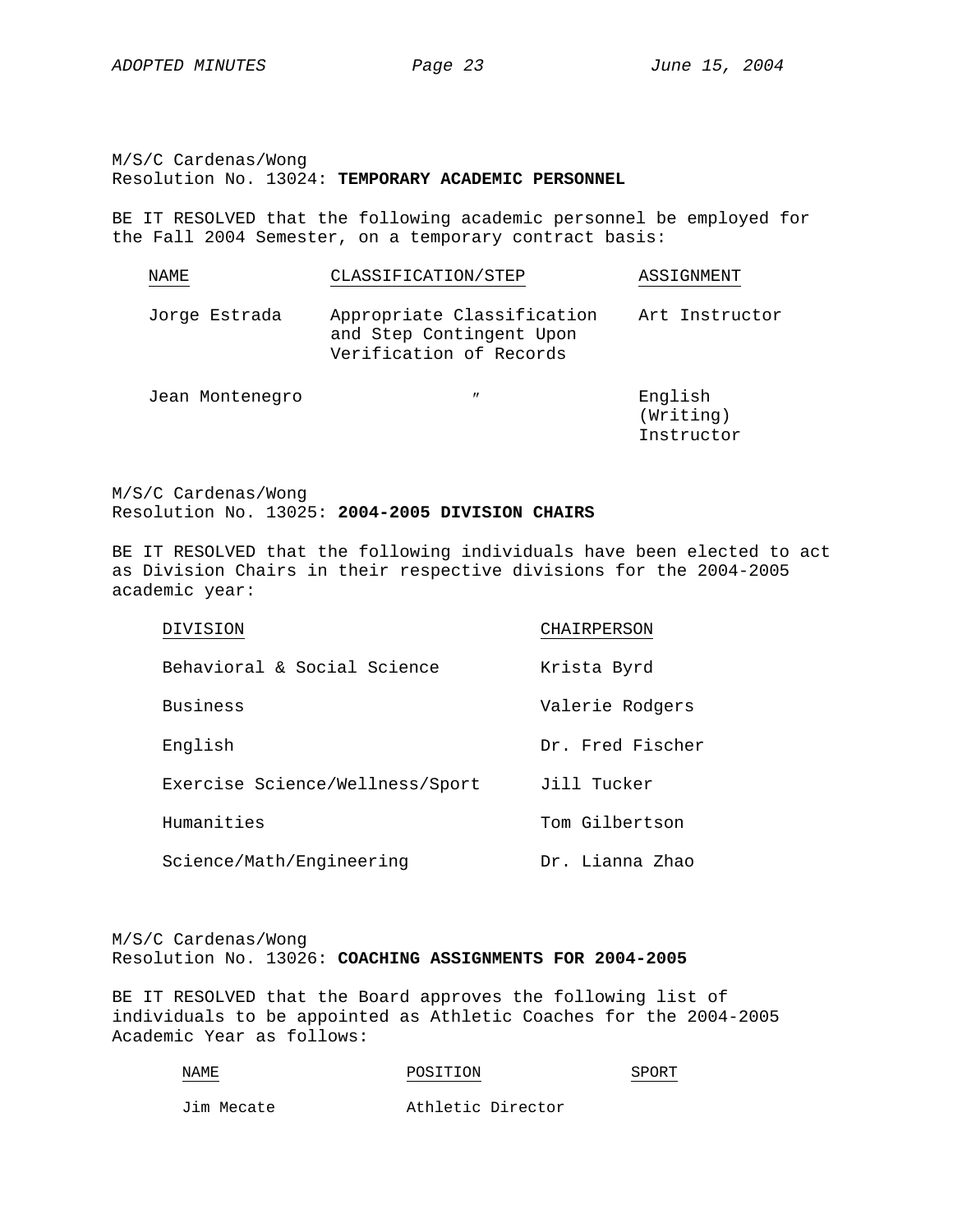M/S/C Cardenas/Wong
Resolution No. 13024: **TEMPORARY ACADEMIC PERSONNEL**

BE IT RESOLVED that the following academic personnel be employed for the Fall 2004 Semester, on a temporary contract basis:

| NAME | CLASSIFICATION/STEP | ASSIGNMENT |
|---|---|---|
| Jorge Estrada | Appropriate Classification and Step Contingent Upon Verification of Records | Art Instructor |
| Jean Montenegro | ″ | English (Writing) Instructor |

M/S/C Cardenas/Wong
Resolution No. 13025: **2004-2005 DIVISION CHAIRS**

BE IT RESOLVED that the following individuals have been elected to act as Division Chairs in their respective divisions for the 2004-2005 academic year:

| DIVISION | CHAIRPERSON |
|---|---|
| Behavioral & Social Science | Krista Byrd |
| Business | Valerie Rodgers |
| English | Dr. Fred Fischer |
| Exercise Science/Wellness/Sport | Jill Tucker |
| Humanities | Tom Gilbertson |
| Science/Math/Engineering | Dr. Lianna Zhao |

M/S/C Cardenas/Wong
Resolution No. 13026: **COACHING ASSIGNMENTS FOR 2004-2005**

BE IT RESOLVED that the Board approves the following list of individuals to be appointed as Athletic Coaches for the 2004-2005 Academic Year as follows:

| NAME | POSITION | SPORT |
|---|---|---|
| Jim Mecate | Athletic Director | |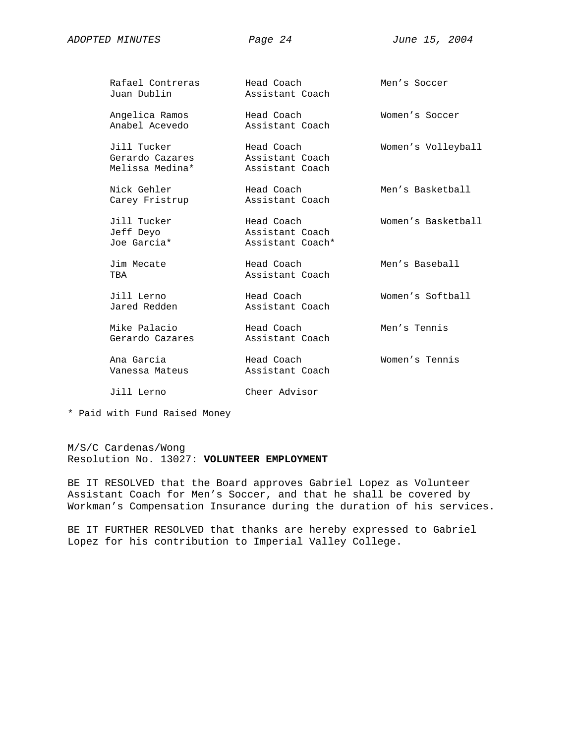| | | |
|---|---|---|
| Rafael Contreras | Head Coach | Men's Soccer |
| Juan Dublin | Assistant Coach | |
| Angelica Ramos | Head Coach | Women's Soccer |
| Anabel Acevedo | Assistant Coach | |
| Jill Tucker | Head Coach | Women's Volleyball |
| Gerardo Cazares | Assistant Coach | |
| Melissa Medina* | Assistant Coach | |
| Nick Gehler | Head Coach | Men's Basketball |
| Carey Fristrup | Assistant Coach | |
| Jill Tucker | Head Coach | Women's Basketball |
| Jeff Deyo | Assistant Coach | |
| Joe Garcia* | Assistant Coach* | |
| Jim Mecate | Head Coach | Men's Baseball |
| TBA | Assistant Coach | |
| Jill Lerno | Head Coach | Women's Softball |
| Jared Redden | Assistant Coach | |
| Mike Palacio | Head Coach | Men's Tennis |
| Gerardo Cazares | Assistant Coach | |
| Ana Garcia | Head Coach | Women's Tennis |
| Vanessa Mateus | Assistant Coach | |
| Jill Lerno | Cheer Advisor | |

* Paid with Fund Raised Money

M/S/C Cardenas/Wong
Resolution No. 13027: **VOLUNTEER EMPLOYMENT**

BE IT RESOLVED that the Board approves Gabriel Lopez as Volunteer Assistant Coach for Men's Soccer, and that he shall be covered by Workman's Compensation Insurance during the duration of his services.

BE IT FURTHER RESOLVED that thanks are hereby expressed to Gabriel Lopez for his contribution to Imperial Valley College.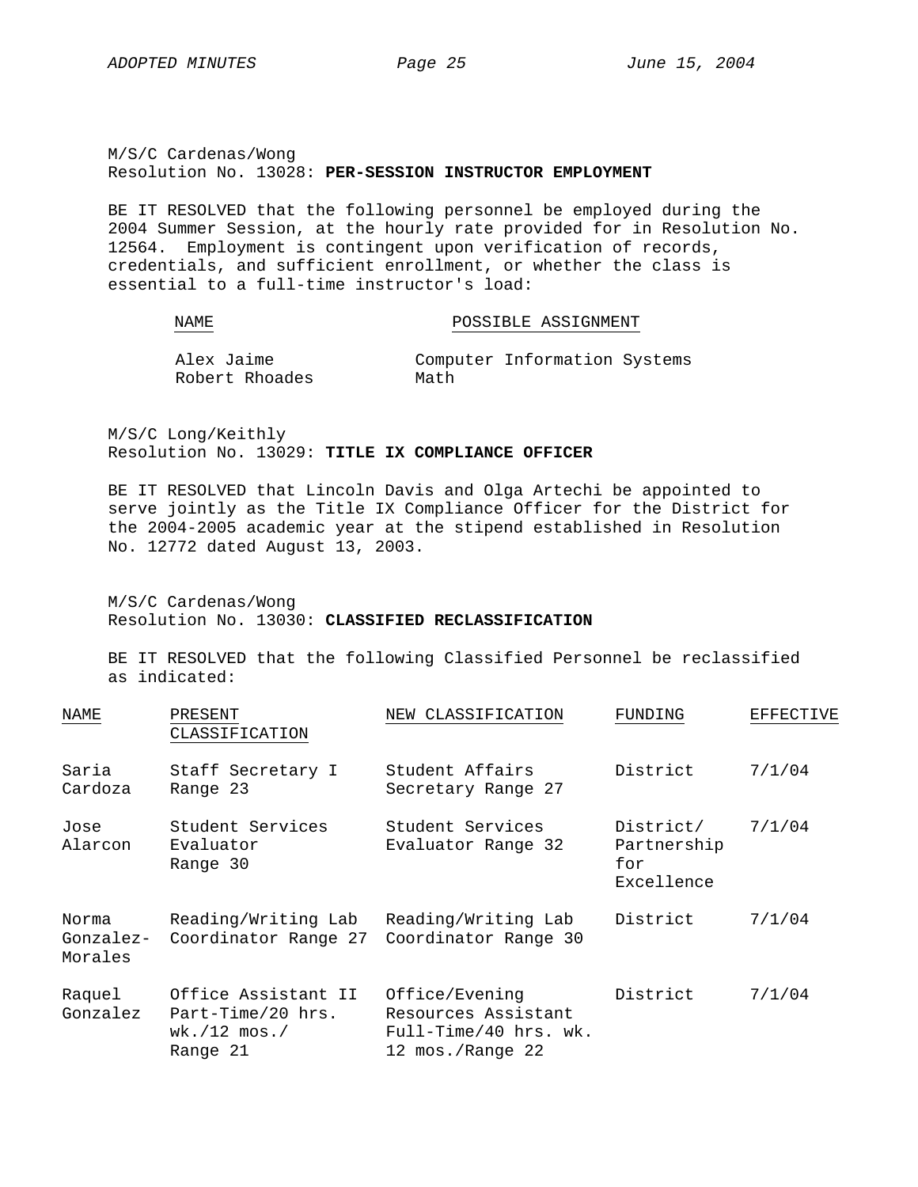M/S/C Cardenas/Wong
Resolution No. 13028: **PER-SESSION INSTRUCTOR EMPLOYMENT**

BE IT RESOLVED that the following personnel be employed during the 2004 Summer Session, at the hourly rate provided for in Resolution No. 12564. Employment is contingent upon verification of records, credentials, and sufficient enrollment, or whether the class is essential to a full-time instructor's load:

| NAME | POSSIBLE ASSIGNMENT |
|---|---|
| Alex Jaime | Computer Information Systems |
| Robert Rhoades | Math |

M/S/C Long/Keithly
Resolution No. 13029: **TITLE IX COMPLIANCE OFFICER**

BE IT RESOLVED that Lincoln Davis and Olga Artechi be appointed to serve jointly as the Title IX Compliance Officer for the District for the 2004-2005 academic year at the stipend established in Resolution No. 12772 dated August 13, 2003.

M/S/C Cardenas/Wong
Resolution No. 13030: **CLASSIFIED RECLASSIFICATION**

BE IT RESOLVED that the following Classified Personnel be reclassified as indicated:

| NAME | PRESENT CLASSIFICATION | NEW CLASSIFICATION | FUNDING | EFFECTIVE |
|---|---|---|---|---|
| Saria Cardoza | Staff Secretary I Range 23 | Student Affairs Secretary Range 27 | District | 7/1/04 |
| Jose Alarcon | Student Services Evaluator Range 30 | Student Services Evaluator Range 32 | District/ Partnership for Excellence | 7/1/04 |
| Norma Gonzalez-Morales | Reading/Writing Lab Coordinator Range 27 | Reading/Writing Lab Coordinator Range 30 | District | 7/1/04 |
| Raquel Gonzalez | Office Assistant II Part-Time/20 hrs. wk./12 mos./ Range 21 | Office/Evening Resources Assistant Full-Time/40 hrs. wk. 12 mos./Range 22 | District | 7/1/04 |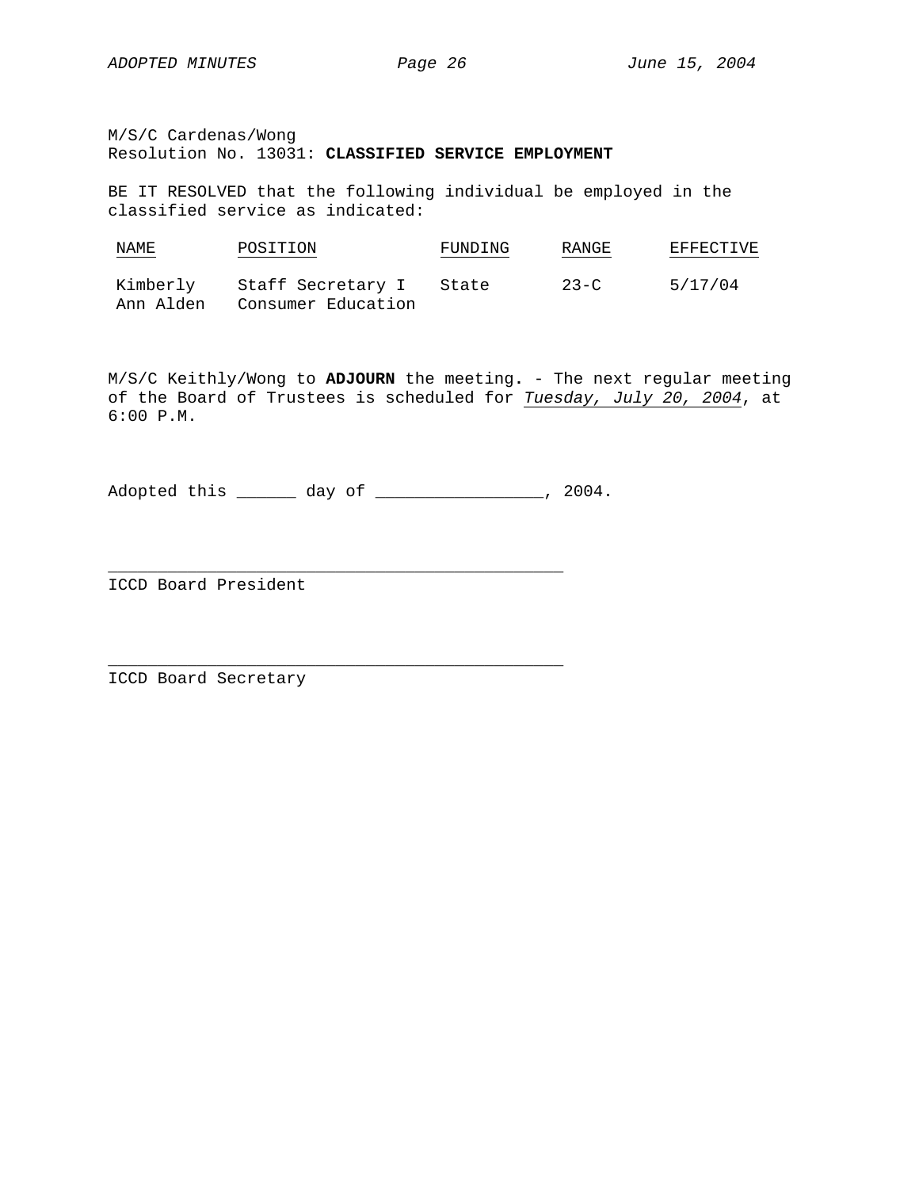M/S/C Cardenas/Wong
Resolution No. 13031: **CLASSIFIED SERVICE EMPLOYMENT**

BE IT RESOLVED that the following individual be employed in the classified service as indicated:

| NAME | POSITION | FUNDING | RANGE | EFFECTIVE |
|---|---|---|---|---|
| Kimberly Ann Alden | Staff Secretary I Consumer Education | State | 23-C | 5/17/04 |

M/S/C Keithly/Wong to **ADJOURN** the meeting. - The next regular meeting of the Board of Trustees is scheduled for *Tuesday, July 20, 2004*, at 6:00 P.M.

Adopted this ______ day of _________________, 2004.

______________________________________________
ICCD Board President

______________________________________________
ICCD Board Secretary